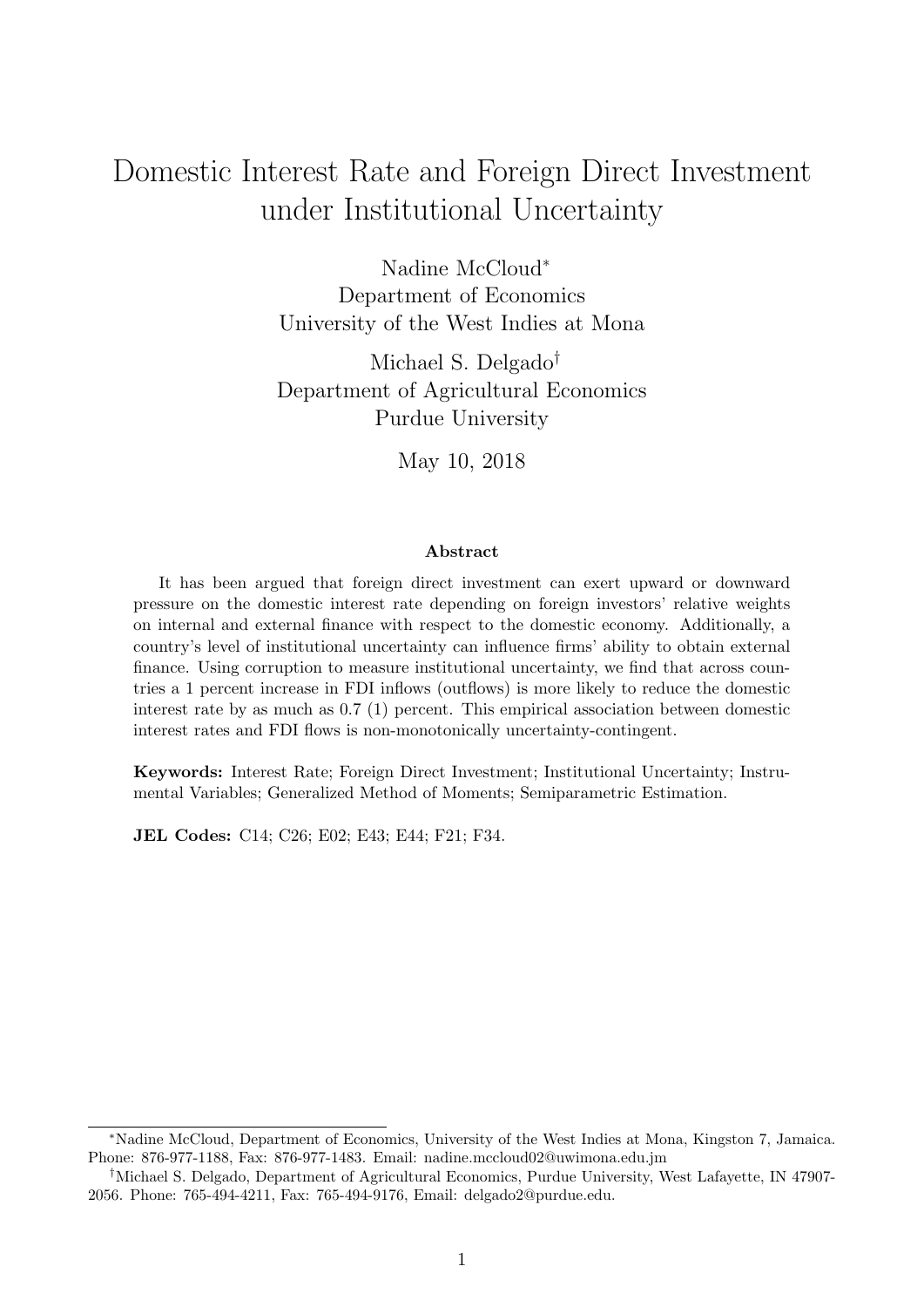# Domestic Interest Rate and Foreign Direct Investment under Institutional Uncertainty

Nadine McCloud[*]
Department of Economics
University of the West Indies at Mona

Michael S. Delgado[†]
Department of Agricultural Economics
Purdue University

May 10, 2018

## Abstract

It has been argued that foreign direct investment can exert upward or downward pressure on the domestic interest rate depending on foreign investors' relative weights on internal and external finance with respect to the domestic economy. Additionally, a country's level of institutional uncertainty can influence firms' ability to obtain external finance. Using corruption to measure institutional uncertainty, we find that across countries a 1 percent increase in FDI inflows (outflows) is more likely to reduce the domestic interest rate by as much as 0.7 (1) percent. This empirical association between domestic interest rates and FDI flows is non-monotonically uncertainty-contingent.

**Keywords:** Interest Rate; Foreign Direct Investment; Institutional Uncertainty; Instrumental Variables; Generalized Method of Moments; Semiparametric Estimation.

**JEL Codes:** C14; C26; E02; E43; E44; F21; F34.

[*] Nadine McCloud, Department of Economics, University of the West Indies at Mona, Kingston 7, Jamaica. Phone: 876-977-1188, Fax: 876-977-1483. Email: nadine.mccloud02@uwimona.edu.jm

[†] Michael S. Delgado, Department of Agricultural Economics, Purdue University, West Lafayette, IN 47907-2056. Phone: 765-494-4211, Fax: 765-494-9176, Email: delgado2@purdue.edu.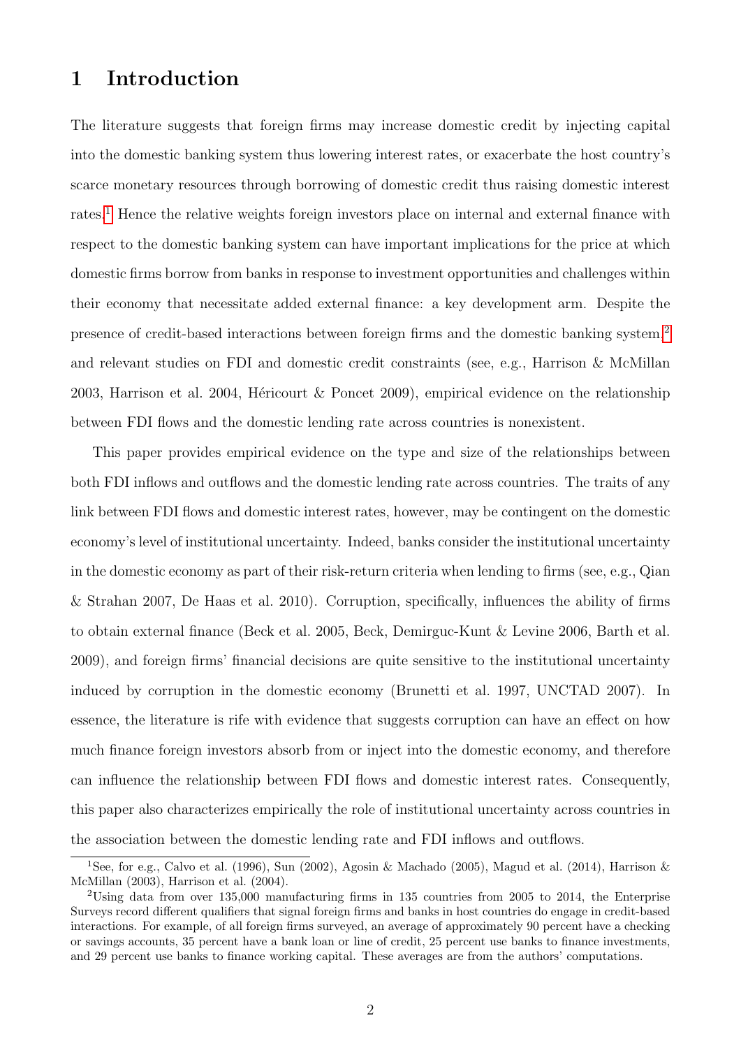# 1 Introduction

The literature suggests that foreign firms may increase domestic credit by injecting capital into the domestic banking system thus lowering interest rates, or exacerbate the host country's scarce monetary resources through borrowing of domestic credit thus raising domestic interest rates.[1] Hence the relative weights foreign investors place on internal and external finance with respect to the domestic banking system can have important implications for the price at which domestic firms borrow from banks in response to investment opportunities and challenges within their economy that necessitate added external finance: a key development arm. Despite the presence of credit-based interactions between foreign firms and the domestic banking system,[2] and relevant studies on FDI and domestic credit constraints (see, e.g., Harrison & McMillan 2003, Harrison et al. 2004, Héricourt & Poncet 2009), empirical evidence on the relationship between FDI flows and the domestic lending rate across countries is nonexistent.

This paper provides empirical evidence on the type and size of the relationships between both FDI inflows and outflows and the domestic lending rate across countries. The traits of any link between FDI flows and domestic interest rates, however, may be contingent on the domestic economy's level of institutional uncertainty. Indeed, banks consider the institutional uncertainty in the domestic economy as part of their risk-return criteria when lending to firms (see, e.g., Qian & Strahan 2007, De Haas et al. 2010). Corruption, specifically, influences the ability of firms to obtain external finance (Beck et al. 2005, Beck, Demirguc-Kunt & Levine 2006, Barth et al. 2009), and foreign firms' financial decisions are quite sensitive to the institutional uncertainty induced by corruption in the domestic economy (Brunetti et al. 1997, UNCTAD 2007). In essence, the literature is rife with evidence that suggests corruption can have an effect on how much finance foreign investors absorb from or inject into the domestic economy, and therefore can influence the relationship between FDI flows and domestic interest rates. Consequently, this paper also characterizes empirically the role of institutional uncertainty across countries in the association between the domestic lending rate and FDI inflows and outflows.

---

[1] See, for e.g., Calvo et al. (1996), Sun (2002), Agosin & Machado (2005), Magud et al. (2014), Harrison & McMillan (2003), Harrison et al. (2004).

[2] Using data from over 135,000 manufacturing firms in 135 countries from 2005 to 2014, the Enterprise Surveys record different qualifiers that signal foreign firms and banks in host countries do engage in credit-based interactions. For example, of all foreign firms surveyed, an average of approximately 90 percent have a checking or savings accounts, 35 percent have a bank loan or line of credit, 25 percent use banks to finance investments, and 29 percent use banks to finance working capital. These averages are from the authors' computations.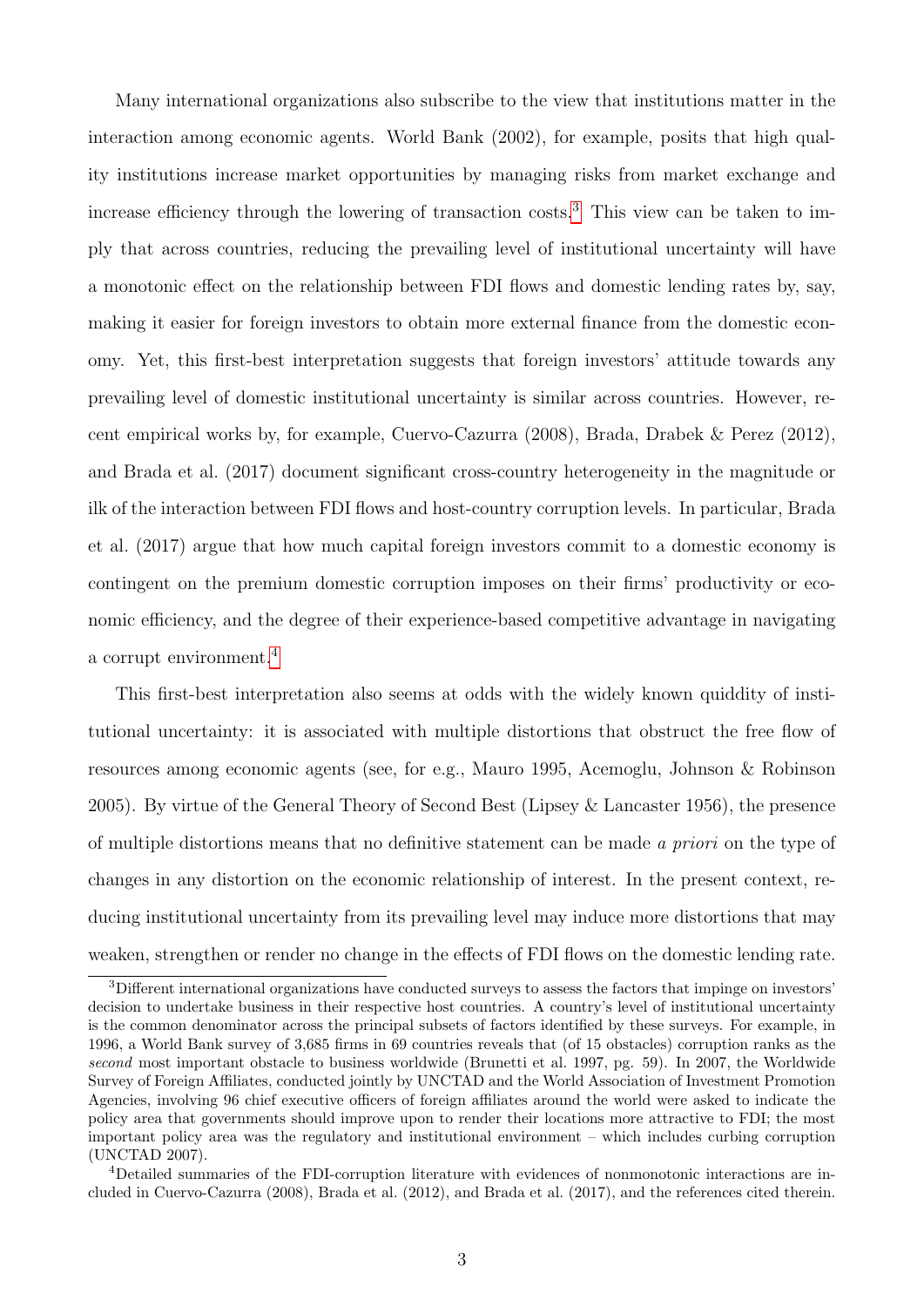Many international organizations also subscribe to the view that institutions matter in the interaction among economic agents. World Bank (2002), for example, posits that high quality institutions increase market opportunities by managing risks from market exchange and increase efficiency through the lowering of transaction costs.[3] This view can be taken to imply that across countries, reducing the prevailing level of institutional uncertainty will have a monotonic effect on the relationship between FDI flows and domestic lending rates by, say, making it easier for foreign investors to obtain more external finance from the domestic economy. Yet, this first-best interpretation suggests that foreign investors' attitude towards any prevailing level of domestic institutional uncertainty is similar across countries. However, recent empirical works by, for example, Cuervo-Cazurra (2008), Brada, Drabek & Perez (2012), and Brada et al. (2017) document significant cross-country heterogeneity in the magnitude or ilk of the interaction between FDI flows and host-country corruption levels. In particular, Brada et al. (2017) argue that how much capital foreign investors commit to a domestic economy is contingent on the premium domestic corruption imposes on their firms' productivity or economic efficiency, and the degree of their experience-based competitive advantage in navigating a corrupt environment.[4]

This first-best interpretation also seems at odds with the widely known quiddity of institutional uncertainty: it is associated with multiple distortions that obstruct the free flow of resources among economic agents (see, for e.g., Mauro 1995, Acemoglu, Johnson & Robinson 2005). By virtue of the General Theory of Second Best (Lipsey & Lancaster 1956), the presence of multiple distortions means that no definitive statement can be made *a priori* on the type of changes in any distortion on the economic relationship of interest. In the present context, reducing institutional uncertainty from its prevailing level may induce more distortions that may weaken, strengthen or render no change in the effects of FDI flows on the domestic lending rate.

[3] Different international organizations have conducted surveys to assess the factors that impinge on investors' decision to undertake business in their respective host countries. A country's level of institutional uncertainty is the common denominator across the principal subsets of factors identified by these surveys. For example, in 1996, a World Bank survey of 3,685 firms in 69 countries reveals that (of 15 obstacles) corruption ranks as the *second* most important obstacle to business worldwide (Brunetti et al. 1997, pg. 59). In 2007, the Worldwide Survey of Foreign Affiliates, conducted jointly by UNCTAD and the World Association of Investment Promotion Agencies, involving 96 chief executive officers of foreign affiliates around the world were asked to indicate the policy area that governments should improve upon to render their locations more attractive to FDI; the most important policy area was the regulatory and institutional environment – which includes curbing corruption (UNCTAD 2007).

[4] Detailed summaries of the FDI-corruption literature with evidences of nonmonotonic interactions are included in Cuervo-Cazurra (2008), Brada et al. (2012), and Brada et al. (2017), and the references cited therein.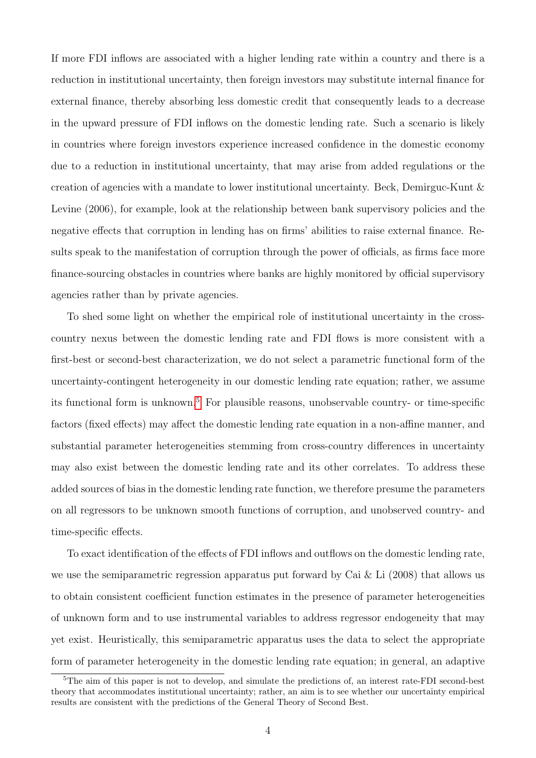If more FDI inflows are associated with a higher lending rate within a country and there is a reduction in institutional uncertainty, then foreign investors may substitute internal finance for external finance, thereby absorbing less domestic credit that consequently leads to a decrease in the upward pressure of FDI inflows on the domestic lending rate. Such a scenario is likely in countries where foreign investors experience increased confidence in the domestic economy due to a reduction in institutional uncertainty, that may arise from added regulations or the creation of agencies with a mandate to lower institutional uncertainty. Beck, Demirguc-Kunt & Levine (2006), for example, look at the relationship between bank supervisory policies and the negative effects that corruption in lending has on firms' abilities to raise external finance. Results speak to the manifestation of corruption through the power of officials, as firms face more finance-sourcing obstacles in countries where banks are highly monitored by official supervisory agencies rather than by private agencies.

To shed some light on whether the empirical role of institutional uncertainty in the cross-country nexus between the domestic lending rate and FDI flows is more consistent with a first-best or second-best characterization, we do not select a parametric functional form of the uncertainty-contingent heterogeneity in our domestic lending rate equation; rather, we assume its functional form is unknown.[5] For plausible reasons, unobservable country- or time-specific factors (fixed effects) may affect the domestic lending rate equation in a non-affine manner, and substantial parameter heterogeneities stemming from cross-country differences in uncertainty may also exist between the domestic lending rate and its other correlates. To address these added sources of bias in the domestic lending rate function, we therefore presume the parameters on all regressors to be unknown smooth functions of corruption, and unobserved country- and time-specific effects.

To exact identification of the effects of FDI inflows and outflows on the domestic lending rate, we use the semiparametric regression apparatus put forward by Cai & Li (2008) that allows us to obtain consistent coefficient function estimates in the presence of parameter heterogeneities of unknown form and to use instrumental variables to address regressor endogeneity that may yet exist. Heuristically, this semiparametric apparatus uses the data to select the appropriate form of parameter heterogeneity in the domestic lending rate equation; in general, an adaptive

[5] The aim of this paper is not to develop, and simulate the predictions of, an interest rate-FDI second-best theory that accommodates institutional uncertainty; rather, an aim is to see whether our uncertainty empirical results are consistent with the predictions of the General Theory of Second Best.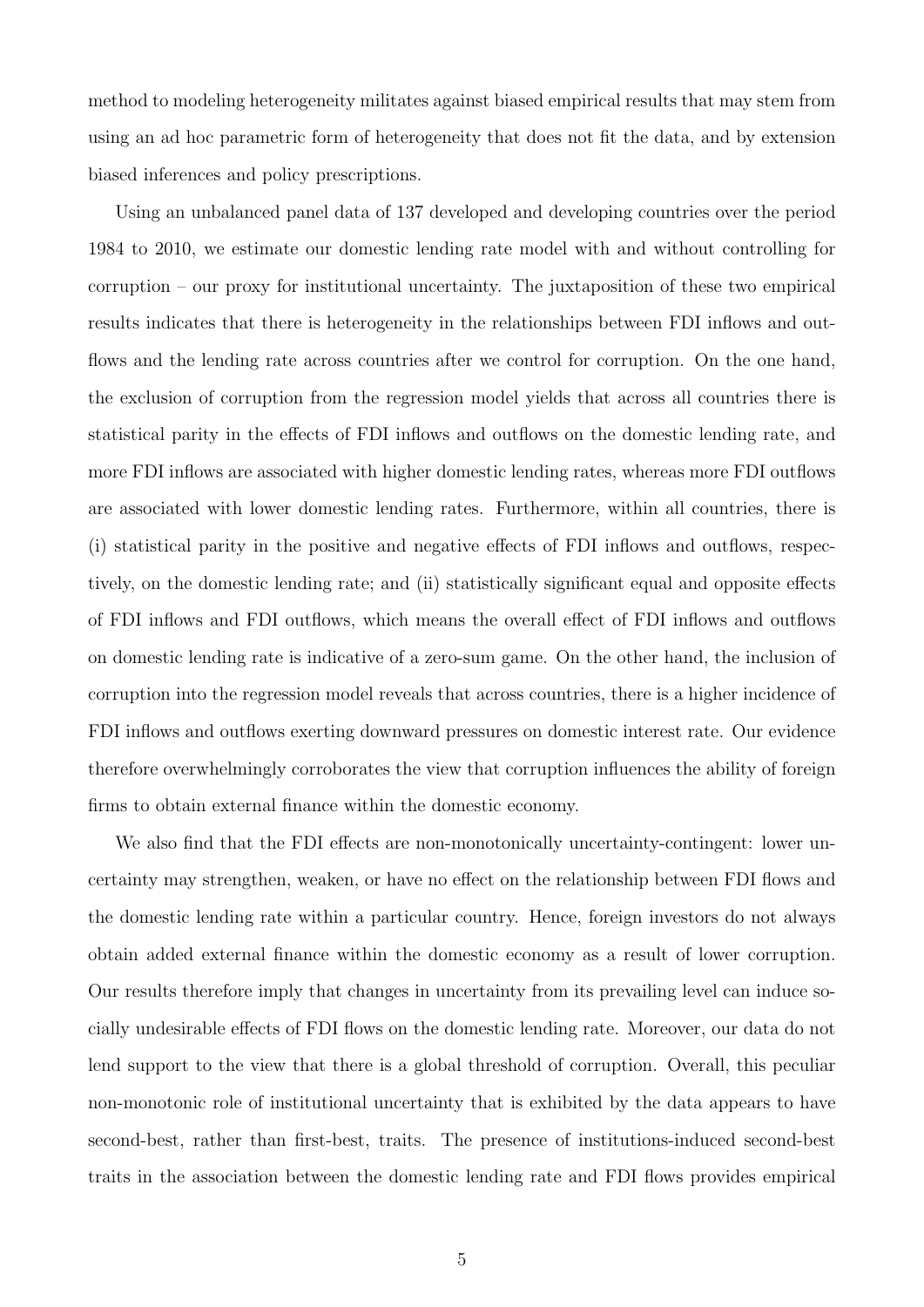method to modeling heterogeneity militates against biased empirical results that may stem from using an ad hoc parametric form of heterogeneity that does not fit the data, and by extension biased inferences and policy prescriptions.

Using an unbalanced panel data of 137 developed and developing countries over the period 1984 to 2010, we estimate our domestic lending rate model with and without controlling for corruption – our proxy for institutional uncertainty. The juxtaposition of these two empirical results indicates that there is heterogeneity in the relationships between FDI inflows and outflows and the lending rate across countries after we control for corruption. On the one hand, the exclusion of corruption from the regression model yields that across all countries there is statistical parity in the effects of FDI inflows and outflows on the domestic lending rate, and more FDI inflows are associated with higher domestic lending rates, whereas more FDI outflows are associated with lower domestic lending rates. Furthermore, within all countries, there is (i) statistical parity in the positive and negative effects of FDI inflows and outflows, respectively, on the domestic lending rate; and (ii) statistically significant equal and opposite effects of FDI inflows and FDI outflows, which means the overall effect of FDI inflows and outflows on domestic lending rate is indicative of a zero-sum game. On the other hand, the inclusion of corruption into the regression model reveals that across countries, there is a higher incidence of FDI inflows and outflows exerting downward pressures on domestic interest rate. Our evidence therefore overwhelmingly corroborates the view that corruption influences the ability of foreign firms to obtain external finance within the domestic economy.

We also find that the FDI effects are non-monotonically uncertainty-contingent: lower uncertainty may strengthen, weaken, or have no effect on the relationship between FDI flows and the domestic lending rate within a particular country. Hence, foreign investors do not always obtain added external finance within the domestic economy as a result of lower corruption. Our results therefore imply that changes in uncertainty from its prevailing level can induce socially undesirable effects of FDI flows on the domestic lending rate. Moreover, our data do not lend support to the view that there is a global threshold of corruption. Overall, this peculiar non-monotonic role of institutional uncertainty that is exhibited by the data appears to have second-best, rather than first-best, traits. The presence of institutions-induced second-best traits in the association between the domestic lending rate and FDI flows provides empirical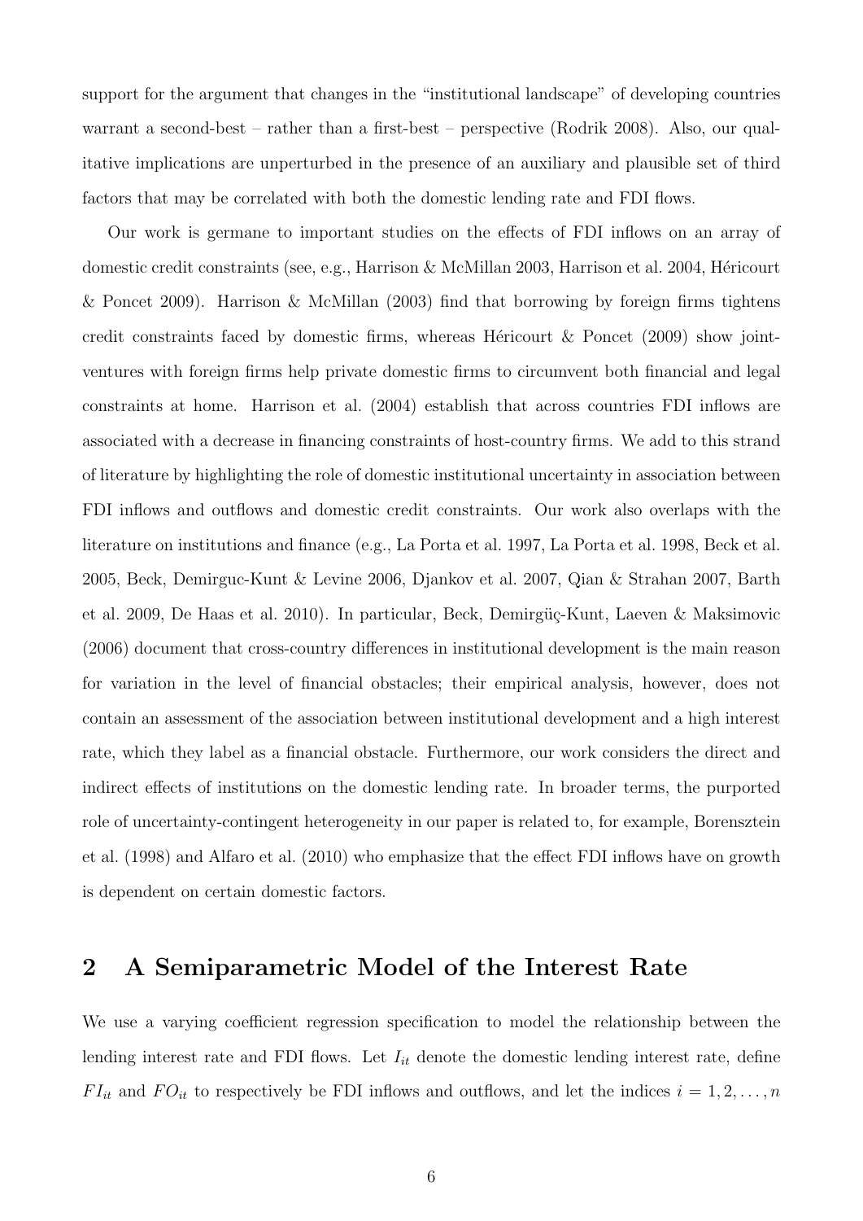support for the argument that changes in the "institutional landscape" of developing countries warrant a second-best – rather than a first-best – perspective (Rodrik 2008). Also, our qualitative implications are unperturbed in the presence of an auxiliary and plausible set of third factors that may be correlated with both the domestic lending rate and FDI flows.

Our work is germane to important studies on the effects of FDI inflows on an array of domestic credit constraints (see, e.g., Harrison & McMillan 2003, Harrison et al. 2004, Héricourt & Poncet 2009). Harrison & McMillan (2003) find that borrowing by foreign firms tightens credit constraints faced by domestic firms, whereas Héricourt & Poncet (2009) show joint-ventures with foreign firms help private domestic firms to circumvent both financial and legal constraints at home. Harrison et al. (2004) establish that across countries FDI inflows are associated with a decrease in financing constraints of host-country firms. We add to this strand of literature by highlighting the role of domestic institutional uncertainty in association between FDI inflows and outflows and domestic credit constraints. Our work also overlaps with the literature on institutions and finance (e.g., La Porta et al. 1997, La Porta et al. 1998, Beck et al. 2005, Beck, Demirguc-Kunt & Levine 2006, Djankov et al. 2007, Qian & Strahan 2007, Barth et al. 2009, De Haas et al. 2010). In particular, Beck, Demirgüç-Kunt, Laeven & Maksimovic (2006) document that cross-country differences in institutional development is the main reason for variation in the level of financial obstacles; their empirical analysis, however, does not contain an assessment of the association between institutional development and a high interest rate, which they label as a financial obstacle. Furthermore, our work considers the direct and indirect effects of institutions on the domestic lending rate. In broader terms, the purported role of uncertainty-contingent heterogeneity in our paper is related to, for example, Borensztein et al. (1998) and Alfaro et al. (2010) who emphasize that the effect FDI inflows have on growth is dependent on certain domestic factors.

## 2 A Semiparametric Model of the Interest Rate

We use a varying coefficient regression specification to model the relationship between the lending interest rate and FDI flows. Let $I_{it}$ denote the domestic lending interest rate, define $FI_{it}$ and $FO_{it}$ to respectively be FDI inflows and outflows, and let the indices $i = 1, 2, \ldots, n$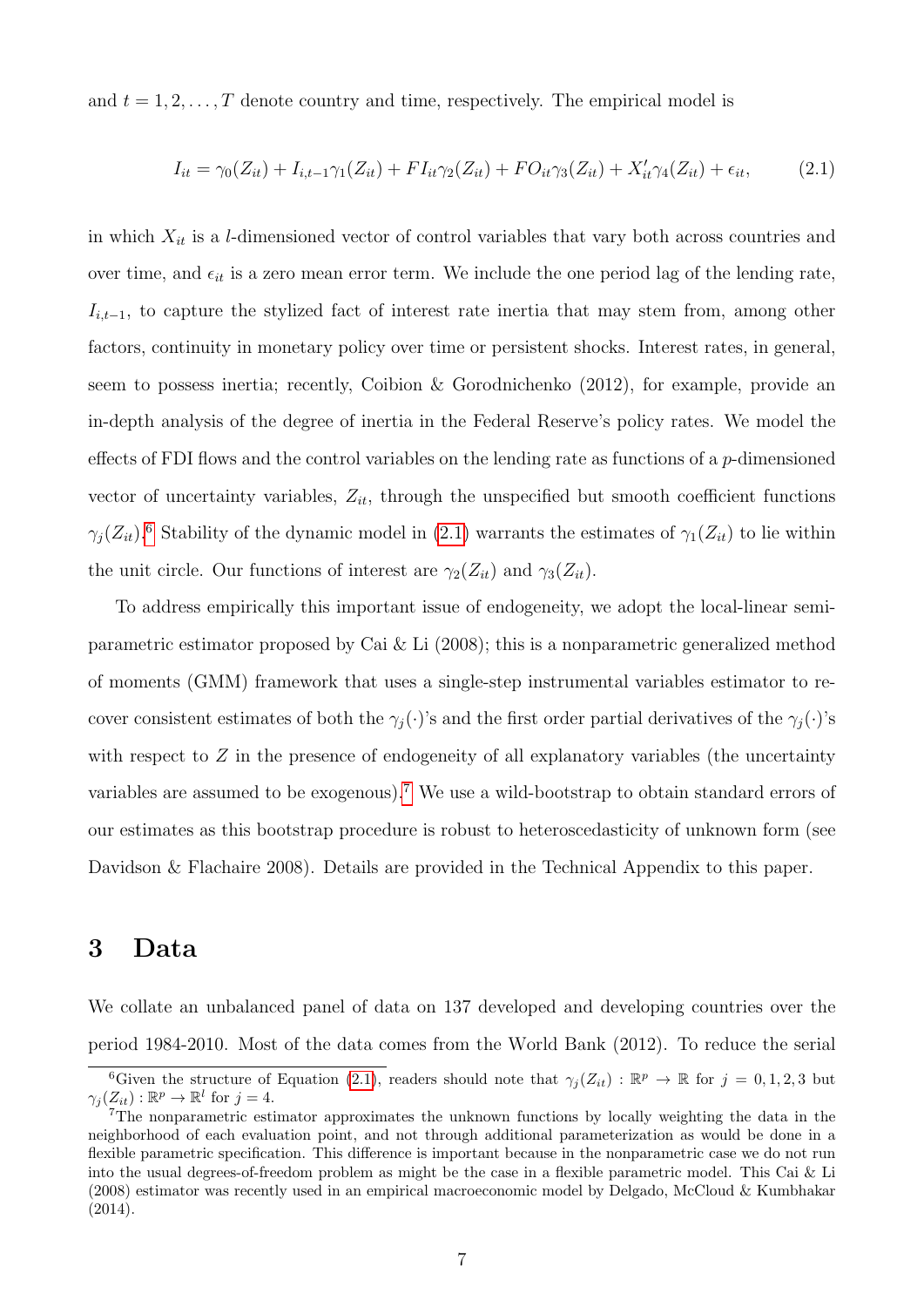and $t = 1, 2, \ldots, T$ denote country and time, respectively. The empirical model is

$$I_{it} = \gamma_0(Z_{it}) + I_{i,t-1}\gamma_1(Z_{it}) + FI_{it}\gamma_2(Z_{it}) + FO_{it}\gamma_3(Z_{it}) + X'_{it}\gamma_4(Z_{it}) + \epsilon_{it}, \tag{2.1}$$

in which $X_{it}$ is a $l$-dimensioned vector of control variables that vary both across countries and over time, and $\epsilon_{it}$ is a zero mean error term. We include the one period lag of the lending rate, $I_{i,t-1}$, to capture the stylized fact of interest rate inertia that may stem from, among other factors, continuity in monetary policy over time or persistent shocks. Interest rates, in general, seem to possess inertia; recently, Coibion & Gorodnichenko (2012), for example, provide an in-depth analysis of the degree of inertia in the Federal Reserve's policy rates. We model the effects of FDI flows and the control variables on the lending rate as functions of a $p$-dimensioned vector of uncertainty variables, $Z_{it}$, through the unspecified but smooth coefficient functions $\gamma_j(Z_{it})$.[6] Stability of the dynamic model in (2.1) warrants the estimates of $\gamma_1(Z_{it})$ to lie within the unit circle. Our functions of interest are $\gamma_2(Z_{it})$ and $\gamma_3(Z_{it})$.

To address empirically this important issue of endogeneity, we adopt the local-linear semiparametric estimator proposed by Cai & Li (2008); this is a nonparametric generalized method of moments (GMM) framework that uses a single-step instrumental variables estimator to recover consistent estimates of both the $\gamma_j(\cdot)$'s and the first order partial derivatives of the $\gamma_j(\cdot)$'s with respect to $Z$ in the presence of endogeneity of all explanatory variables (the uncertainty variables are assumed to be exogenous).[7] We use a wild-bootstrap to obtain standard errors of our estimates as this bootstrap procedure is robust to heteroscedasticity of unknown form (see Davidson & Flachaire 2008). Details are provided in the Technical Appendix to this paper.

# 3 Data

We collate an unbalanced panel of data on 137 developed and developing countries over the period 1984-2010. Most of the data comes from the World Bank (2012). To reduce the serial

---

[6] Given the structure of Equation (2.1), readers should note that $\gamma_j(Z_{it}) : \mathbb{R}^p \to \mathbb{R}$ for $j = 0, 1, 2, 3$ but $\gamma_j(Z_{it}) : \mathbb{R}^p \to \mathbb{R}^l$ for $j = 4$.

[7] The nonparametric estimator approximates the unknown functions by locally weighting the data in the neighborhood of each evaluation point, and not through additional parameterization as would be done in a flexible parametric specification. This difference is important because in the nonparametric case we do not run into the usual degrees-of-freedom problem as might be the case in a flexible parametric model. This Cai & Li (2008) estimator was recently used in an empirical macroeconomic model by Delgado, McCloud & Kumbhakar (2014).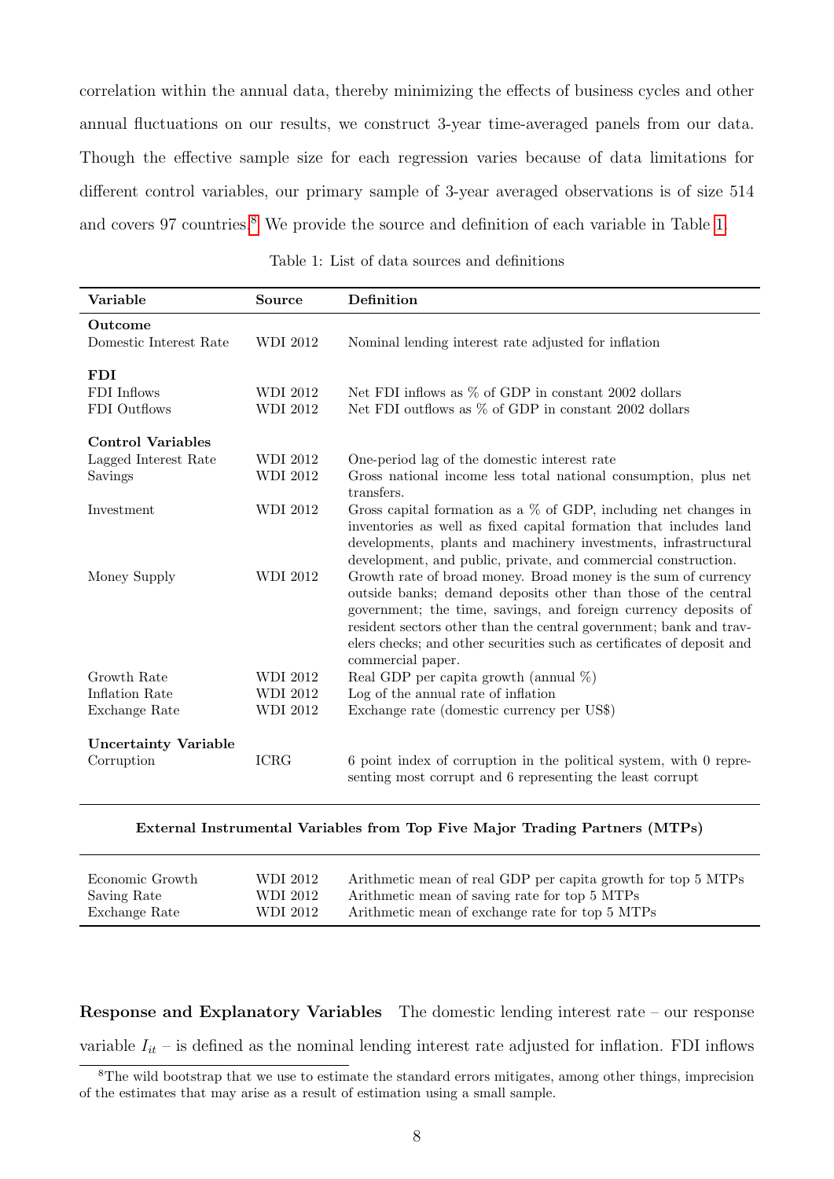correlation within the annual data, thereby minimizing the effects of business cycles and other annual fluctuations on our results, we construct 3-year time-averaged panels from our data. Though the effective sample size for each regression varies because of data limitations for different control variables, our primary sample of 3-year averaged observations is of size 514 and covers 97 countries.[8] We provide the source and definition of each variable in Table 1.

Table 1: List of data sources and definitions

| Variable | Source | Definition |
|---|---|---|
| **Outcome** | | |
| Domestic Interest Rate | WDI 2012 | Nominal lending interest rate adjusted for inflation |
| **FDI** | | |
| FDI Inflows | WDI 2012 | Net FDI inflows as % of GDP in constant 2002 dollars |
| FDI Outflows | WDI 2012 | Net FDI outflows as % of GDP in constant 2002 dollars |
| **Control Variables** | | |
| Lagged Interest Rate | WDI 2012 | One-period lag of the domestic interest rate |
| Savings | WDI 2012 | Gross national income less total national consumption, plus net transfers. |
| Investment | WDI 2012 | Gross capital formation as a % of GDP, including net changes in inventories as well as fixed capital formation that includes land developments, plants and machinery investments, infrastructural development, and public, private, and commercial construction. |
| Money Supply | WDI 2012 | Growth rate of broad money. Broad money is the sum of currency outside banks; demand deposits other than those of the central government; the time, savings, and foreign currency deposits of resident sectors other than the central government; bank and travelers checks; and other securities such as certificates of deposit and commercial paper. |
| Growth Rate | WDI 2012 | Real GDP per capita growth (annual %) |
| Inflation Rate | WDI 2012 | Log of the annual rate of inflation |
| Exchange Rate | WDI 2012 | Exchange rate (domestic currency per US$) |
| **Uncertainty Variable** | | |
| Corruption | ICRG | 6 point index of corruption in the political system, with 0 representing most corrupt and 6 representing the least corrupt |
| **External Instrumental Variables from Top Five Major Trading Partners (MTPs)** | | |
| Economic Growth | WDI 2012 | Arithmetic mean of real GDP per capita growth for top 5 MTPs |
| Saving Rate | WDI 2012 | Arithmetic mean of saving rate for top 5 MTPs |
| Exchange Rate | WDI 2012 | Arithmetic mean of exchange rate for top 5 MTPs |

**Response and Explanatory Variables** The domestic lending interest rate – our response variable $I_{it}$ – is defined as the nominal lending interest rate adjusted for inflation. FDI inflows

[8] The wild bootstrap that we use to estimate the standard errors mitigates, among other things, imprecision of the estimates that may arise as a result of estimation using a small sample.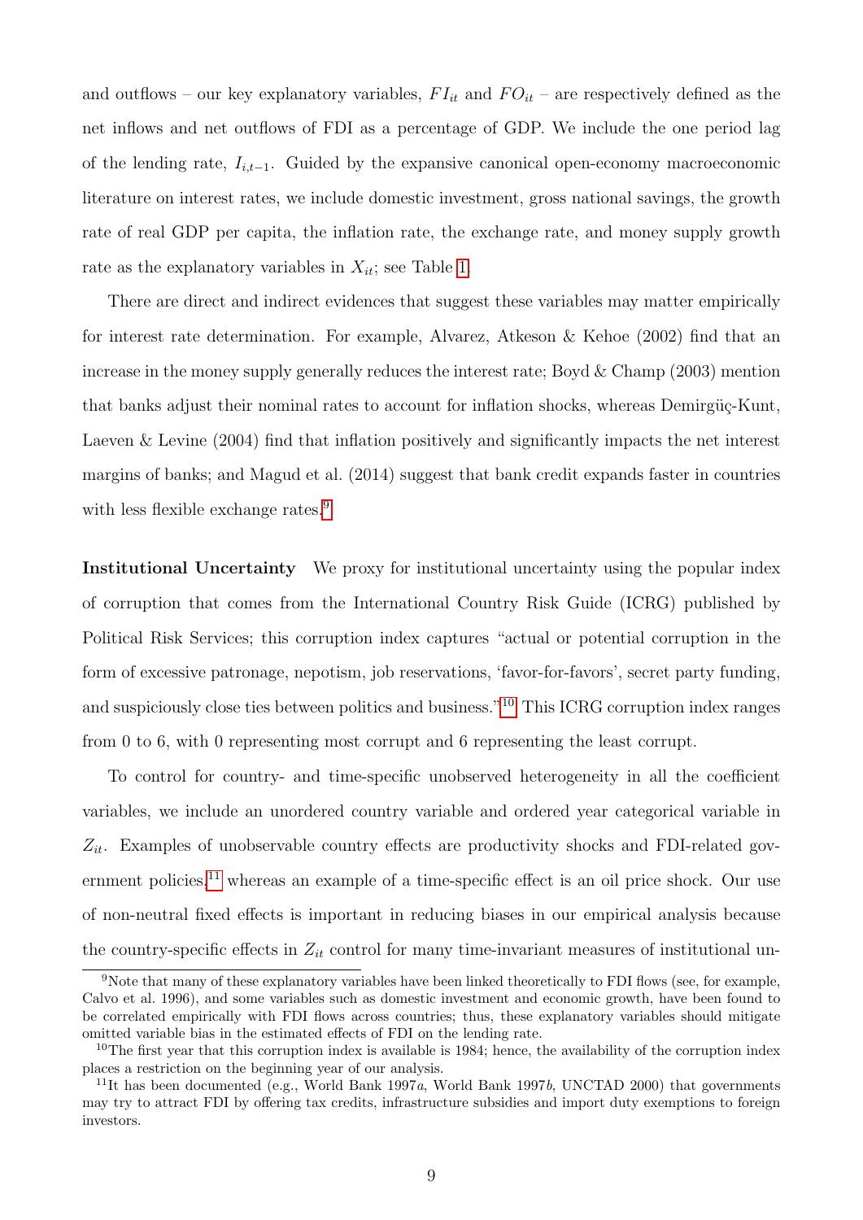and outflows – our key explanatory variables, $FI_{it}$ and $FO_{it}$ – are respectively defined as the net inflows and net outflows of FDI as a percentage of GDP. We include the one period lag of the lending rate, $I_{i,t-1}$. Guided by the expansive canonical open-economy macroeconomic literature on interest rates, we include domestic investment, gross national savings, the growth rate of real GDP per capita, the inflation rate, the exchange rate, and money supply growth rate as the explanatory variables in $X_{it}$; see Table 1.

There are direct and indirect evidences that suggest these variables may matter empirically for interest rate determination. For example, Alvarez, Atkeson & Kehoe (2002) find that an increase in the money supply generally reduces the interest rate; Boyd & Champ (2003) mention that banks adjust their nominal rates to account for inflation shocks, whereas Demirgüç-Kunt, Laeven & Levine (2004) find that inflation positively and significantly impacts the net interest margins of banks; and Magud et al. (2014) suggest that bank credit expands faster in countries with less flexible exchange rates.[9]

**Institutional Uncertainty** We proxy for institutional uncertainty using the popular index of corruption that comes from the International Country Risk Guide (ICRG) published by Political Risk Services; this corruption index captures "actual or potential corruption in the form of excessive patronage, nepotism, job reservations, 'favor-for-favors', secret party funding, and suspiciously close ties between politics and business."[10] This ICRG corruption index ranges from 0 to 6, with 0 representing most corrupt and 6 representing the least corrupt.

To control for country- and time-specific unobserved heterogeneity in all the coefficient variables, we include an unordered country variable and ordered year categorical variable in $Z_{it}$. Examples of unobservable country effects are productivity shocks and FDI-related government policies,[11] whereas an example of a time-specific effect is an oil price shock. Our use of non-neutral fixed effects is important in reducing biases in our empirical analysis because the country-specific effects in $Z_{it}$ control for many time-invariant measures of institutional un-

[9] Note that many of these explanatory variables have been linked theoretically to FDI flows (see, for example, Calvo et al. 1996), and some variables such as domestic investment and economic growth, have been found to be correlated empirically with FDI flows across countries; thus, these explanatory variables should mitigate omitted variable bias in the estimated effects of FDI on the lending rate.

[10] The first year that this corruption index is available is 1984; hence, the availability of the corruption index places a restriction on the beginning year of our analysis.

[11] It has been documented (e.g., World Bank 1997*a*, World Bank 1997*b*, UNCTAD 2000) that governments may try to attract FDI by offering tax credits, infrastructure subsidies and import duty exemptions to foreign investors.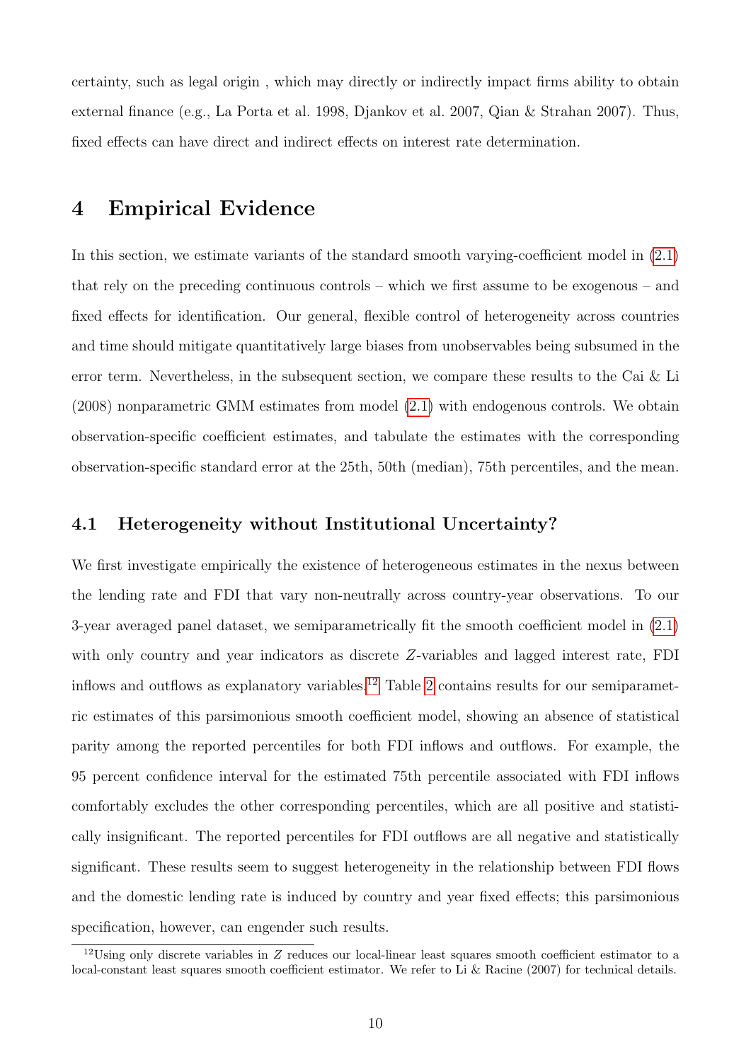certainty, such as legal origin , which may directly or indirectly impact firms ability to obtain external finance (e.g., La Porta et al. 1998, Djankov et al. 2007, Qian & Strahan 2007). Thus, fixed effects can have direct and indirect effects on interest rate determination.

# 4 Empirical Evidence

In this section, we estimate variants of the standard smooth varying-coefficient model in (2.1) that rely on the preceding continuous controls – which we first assume to be exogenous – and fixed effects for identification. Our general, flexible control of heterogeneity across countries and time should mitigate quantitatively large biases from unobservables being subsumed in the error term. Nevertheless, in the subsequent section, we compare these results to the Cai & Li (2008) nonparametric GMM estimates from model (2.1) with endogenous controls. We obtain observation-specific coefficient estimates, and tabulate the estimates with the corresponding observation-specific standard error at the 25th, 50th (median), 75th percentiles, and the mean.

## 4.1 Heterogeneity without Institutional Uncertainty?

We first investigate empirically the existence of heterogeneous estimates in the nexus between the lending rate and FDI that vary non-neutrally across country-year observations. To our 3-year averaged panel dataset, we semiparametrically fit the smooth coefficient model in (2.1) with only country and year indicators as discrete $Z$-variables and lagged interest rate, FDI inflows and outflows as explanatory variables.[12] Table 2 contains results for our semiparametric estimates of this parsimonious smooth coefficient model, showing an absence of statistical parity among the reported percentiles for both FDI inflows and outflows. For example, the 95 percent confidence interval for the estimated 75th percentile associated with FDI inflows comfortably excludes the other corresponding percentiles, which are all positive and statistically insignificant. The reported percentiles for FDI outflows are all negative and statistically significant. These results seem to suggest heterogeneity in the relationship between FDI flows and the domestic lending rate is induced by country and year fixed effects; this parsimonious specification, however, can engender such results.

[12] Using only discrete variables in $Z$ reduces our local-linear least squares smooth coefficient estimator to a local-constant least squares smooth coefficient estimator. We refer to Li & Racine (2007) for technical details.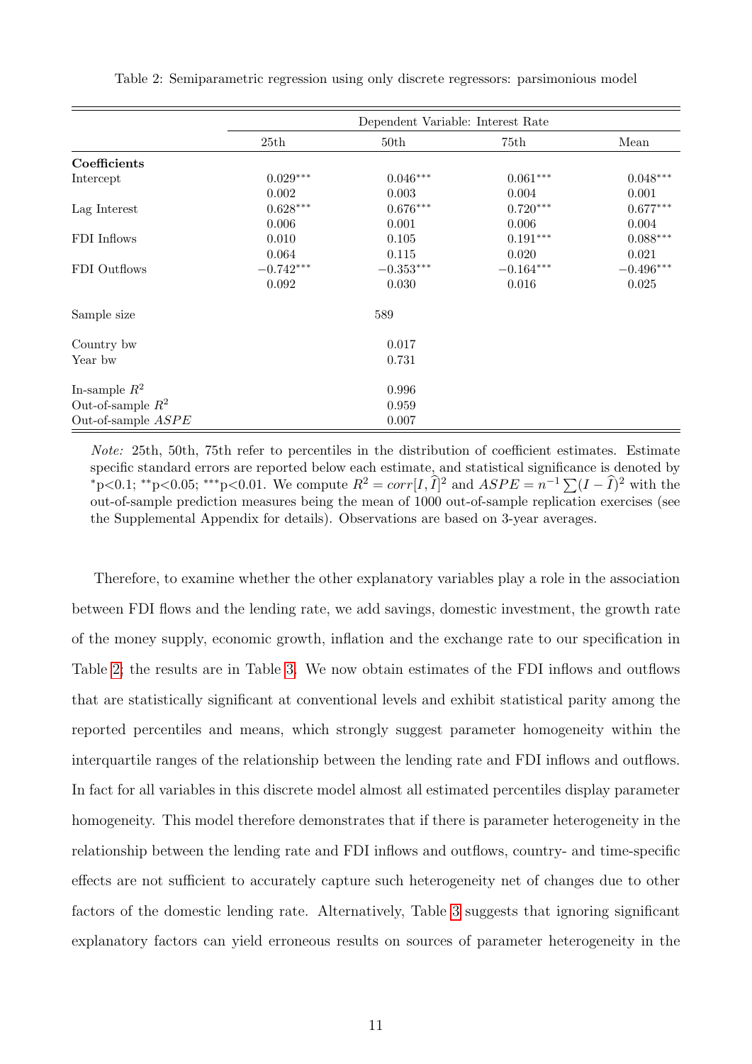Table 2: Semiparametric regression using only discrete regressors: parsimonious model

| | Dependent Variable: Interest Rate | | | |
|---|---|---|---|---|
| | 25th | 50th | 75th | Mean |
| **Coefficients** | | | | |
| Intercept | $0.029^{***}$ | $0.046^{***}$ | $0.061^{***}$ | $0.048^{***}$ |
| | 0.002 | 0.003 | 0.004 | 0.001 |
| Lag Interest | $0.628^{***}$ | $0.676^{***}$ | $0.720^{***}$ | $0.677^{***}$ |
| | 0.006 | 0.001 | 0.006 | 0.004 |
| FDI Inflows | 0.010 | 0.105 | $0.191^{***}$ | $0.088^{***}$ |
| | 0.064 | 0.115 | 0.020 | 0.021 |
| FDI Outflows | $-0.742^{***}$ | $-0.353^{***}$ | $-0.164^{***}$ | $-0.496^{***}$ |
| | 0.092 | 0.030 | 0.016 | 0.025 |
| Sample size | | 589 | | |
| Country bw | | 0.017 | | |
| Year bw | | 0.731 | | |
| In-sample $R^2$ | | 0.996 | | |
| Out-of-sample $R^2$ | | 0.959 | | |
| Out-of-sample $ASPE$ | | 0.007 | | |

*Note:* 25th, 50th, 75th refer to percentiles in the distribution of coefficient estimates. Estimate specific standard errors are reported below each estimate, and statistical significance is denoted by $^{*}$p<0.1; $^{**}$p<0.05; $^{***}$p<0.01. We compute $R^2 = corr[I, \widehat{I}]^2$ and $ASPE = n^{-1}\sum(I - \widehat{I})^2$ with the out-of-sample prediction measures being the mean of 1000 out-of-sample replication exercises (see the Supplemental Appendix for details). Observations are based on 3-year averages.

Therefore, to examine whether the other explanatory variables play a role in the association between FDI flows and the lending rate, we add savings, domestic investment, the growth rate of the money supply, economic growth, inflation and the exchange rate to our specification in Table 2; the results are in Table 3. We now obtain estimates of the FDI inflows and outflows that are statistically significant at conventional levels and exhibit statistical parity among the reported percentiles and means, which strongly suggest parameter homogeneity within the interquartile ranges of the relationship between the lending rate and FDI inflows and outflows. In fact for all variables in this discrete model almost all estimated percentiles display parameter homogeneity. This model therefore demonstrates that if there is parameter heterogeneity in the relationship between the lending rate and FDI inflows and outflows, country- and time-specific effects are not sufficient to accurately capture such heterogeneity net of changes due to other factors of the domestic lending rate. Alternatively, Table 3 suggests that ignoring significant explanatory factors can yield erroneous results on sources of parameter heterogeneity in the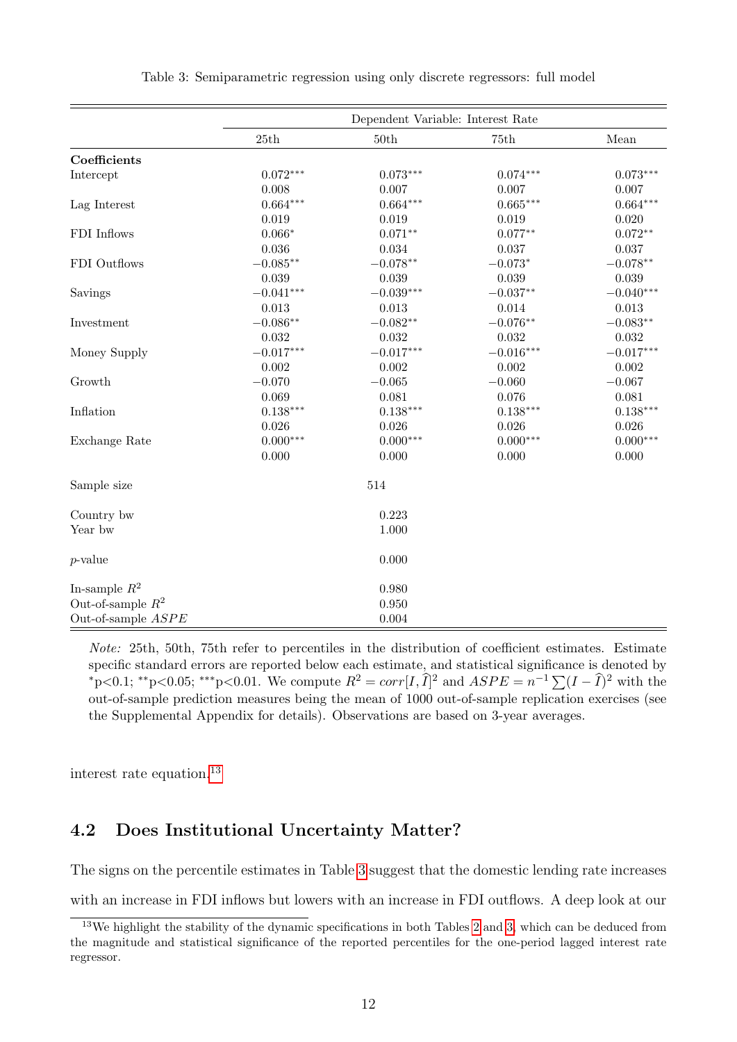Table 3: Semiparametric regression using only discrete regressors: full model

| | Dependent Variable: Interest Rate | | | |
|---|---|---|---|---|
| | 25th | 50th | 75th | Mean |
| **Coefficients** | | | | |
| Intercept | 0.072*** | 0.073*** | 0.074*** | 0.073*** |
| | 0.008 | 0.007 | 0.007 | 0.007 |
| Lag Interest | 0.664*** | 0.664*** | 0.665*** | 0.664*** |
| | 0.019 | 0.019 | 0.019 | 0.020 |
| FDI Inflows | 0.066* | 0.071** | 0.077** | 0.072** |
| | 0.036 | 0.034 | 0.037 | 0.037 |
| FDI Outflows | −0.085** | −0.078** | −0.073* | −0.078** |
| | 0.039 | 0.039 | 0.039 | 0.039 |
| Savings | −0.041*** | −0.039*** | −0.037** | −0.040*** |
| | 0.013 | 0.013 | 0.014 | 0.013 |
| Investment | −0.086** | −0.082** | −0.076** | −0.083** |
| | 0.032 | 0.032 | 0.032 | 0.032 |
| Money Supply | −0.017*** | −0.017*** | −0.016*** | −0.017*** |
| | 0.002 | 0.002 | 0.002 | 0.002 |
| Growth | −0.070 | −0.065 | −0.060 | −0.067 |
| | 0.069 | 0.081 | 0.076 | 0.081 |
| Inflation | 0.138*** | 0.138*** | 0.138*** | 0.138*** |
| | 0.026 | 0.026 | 0.026 | 0.026 |
| Exchange Rate | 0.000*** | 0.000*** | 0.000*** | 0.000*** |
| | 0.000 | 0.000 | 0.000 | 0.000 |
| Sample size | | 514 | | |
| Country bw | | 0.223 | | |
| Year bw | | 1.000 | | |
| $p$-value | | 0.000 | | |
| In-sample $R^2$ | | 0.980 | | |
| Out-of-sample $R^2$ | | 0.950 | | |
| Out-of-sample $ASPE$ | | 0.004 | | |

*Note:* 25th, 50th, 75th refer to percentiles in the distribution of coefficient estimates. Estimate specific standard errors are reported below each estimate, and statistical significance is denoted by *p<0.1; **p<0.05; ***p<0.01. We compute $R^2 = corr[I, \widehat{I}]^2$ and $ASPE = n^{-1}\sum(I - \widehat{I})^2$ with the out-of-sample prediction measures being the mean of 1000 out-of-sample replication exercises (see the Supplemental Appendix for details). Observations are based on 3-year averages.

interest rate equation.[13]

## 4.2 Does Institutional Uncertainty Matter?

The signs on the percentile estimates in Table 3 suggest that the domestic lending rate increases with an increase in FDI inflows but lowers with an increase in FDI outflows. A deep look at our

[13] We highlight the stability of the dynamic specifications in both Tables 2 and 3, which can be deduced from the magnitude and statistical significance of the reported percentiles for the one-period lagged interest rate regressor.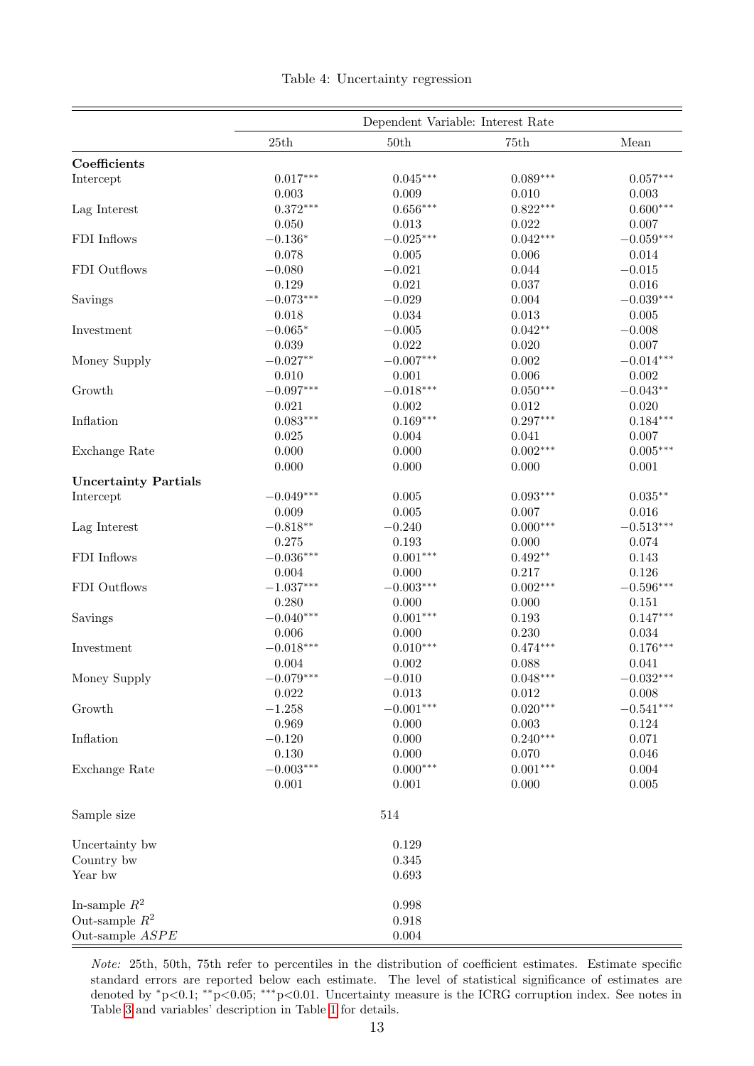Table 4: Uncertainty regression

| | Dependent Variable: Interest Rate | | | |
|---|---|---|---|---|
| | 25th | 50th | 75th | Mean |
| **Coefficients** | | | | |
| Intercept | $0.017^{***}$ | $0.045^{***}$ | $0.089^{***}$ | $0.057^{***}$ |
| | 0.003 | 0.009 | 0.010 | 0.003 |
| Lag Interest | $0.372^{***}$ | $0.656^{***}$ | $0.822^{***}$ | $0.600^{***}$ |
| | 0.050 | 0.013 | 0.022 | 0.007 |
| FDI Inflows | $-0.136^{*}$ | $-0.025^{***}$ | $0.042^{***}$ | $-0.059^{***}$ |
| | 0.078 | 0.005 | 0.006 | 0.014 |
| FDI Outflows | $-0.080$ | $-0.021$ | 0.044 | $-0.015$ |
| | 0.129 | 0.021 | 0.037 | 0.016 |
| Savings | $-0.073^{***}$ | $-0.029$ | 0.004 | $-0.039^{***}$ |
| | 0.018 | 0.034 | 0.013 | 0.005 |
| Investment | $-0.065^{*}$ | $-0.005$ | $0.042^{**}$ | $-0.008$ |
| | 0.039 | 0.022 | 0.020 | 0.007 |
| Money Supply | $-0.027^{**}$ | $-0.007^{***}$ | 0.002 | $-0.014^{***}$ |
| | 0.010 | 0.001 | 0.006 | 0.002 |
| Growth | $-0.097^{***}$ | $-0.018^{***}$ | $0.050^{***}$ | $-0.043^{**}$ |
| | 0.021 | 0.002 | 0.012 | 0.020 |
| Inflation | $0.083^{***}$ | $0.169^{***}$ | $0.297^{***}$ | $0.184^{***}$ |
| | 0.025 | 0.004 | 0.041 | 0.007 |
| Exchange Rate | 0.000 | 0.000 | $0.002^{***}$ | $0.005^{***}$ |
| | 0.000 | 0.000 | 0.000 | 0.001 |
| **Uncertainty Partials** | | | | |
| Intercept | $-0.049^{***}$ | 0.005 | $0.093^{***}$ | $0.035^{**}$ |
| | 0.009 | 0.005 | 0.007 | 0.016 |
| Lag Interest | $-0.818^{**}$ | $-0.240$ | $0.000^{***}$ | $-0.513^{***}$ |
| | 0.275 | 0.193 | 0.000 | 0.074 |
| FDI Inflows | $-0.036^{***}$ | $0.001^{***}$ | $0.492^{**}$ | 0.143 |
| | 0.004 | 0.000 | 0.217 | 0.126 |
| FDI Outflows | $-1.037^{***}$ | $-0.003^{***}$ | $0.002^{***}$ | $-0.596^{***}$ |
| | 0.280 | 0.000 | 0.000 | 0.151 |
| Savings | $-0.040^{***}$ | $0.001^{***}$ | 0.193 | $0.147^{***}$ |
| | 0.006 | 0.000 | 0.230 | 0.034 |
| Investment | $-0.018^{***}$ | $0.010^{***}$ | $0.474^{***}$ | $0.176^{***}$ |
| | 0.004 | 0.002 | 0.088 | 0.041 |
| Money Supply | $-0.079^{***}$ | $-0.010$ | $0.048^{***}$ | $-0.032^{***}$ |
| | 0.022 | 0.013 | 0.012 | 0.008 |
| Growth | $-1.258$ | $-0.001^{***}$ | $0.020^{***}$ | $-0.541^{***}$ |
| | 0.969 | 0.000 | 0.003 | 0.124 |
| Inflation | $-0.120$ | 0.000 | $0.240^{***}$ | 0.071 |
| | 0.130 | 0.000 | 0.070 | 0.046 |
| Exchange Rate | $-0.003^{***}$ | $0.000^{***}$ | $0.001^{***}$ | 0.004 |
| | 0.001 | 0.001 | 0.000 | 0.005 |
| Sample size | | 514 | | |
| Uncertainty bw | | 0.129 | | |
| Country bw | | 0.345 | | |
| Year bw | | 0.693 | | |
| In-sample $R^2$ | | 0.998 | | |
| Out-sample $R^2$ | | 0.918 | | |
| Out-sample $ASPE$ | | 0.004 | | |

*Note:* 25th, 50th, 75th refer to percentiles in the distribution of coefficient estimates. Estimate specific standard errors are reported below each estimate. The level of statistical significance of estimates are denoted by $^{*}$p<0.1; $^{**}$p<0.05; $^{***}$p<0.01. Uncertainty measure is the ICRG corruption index. See notes in Table 3 and variables' description in Table 1 for details.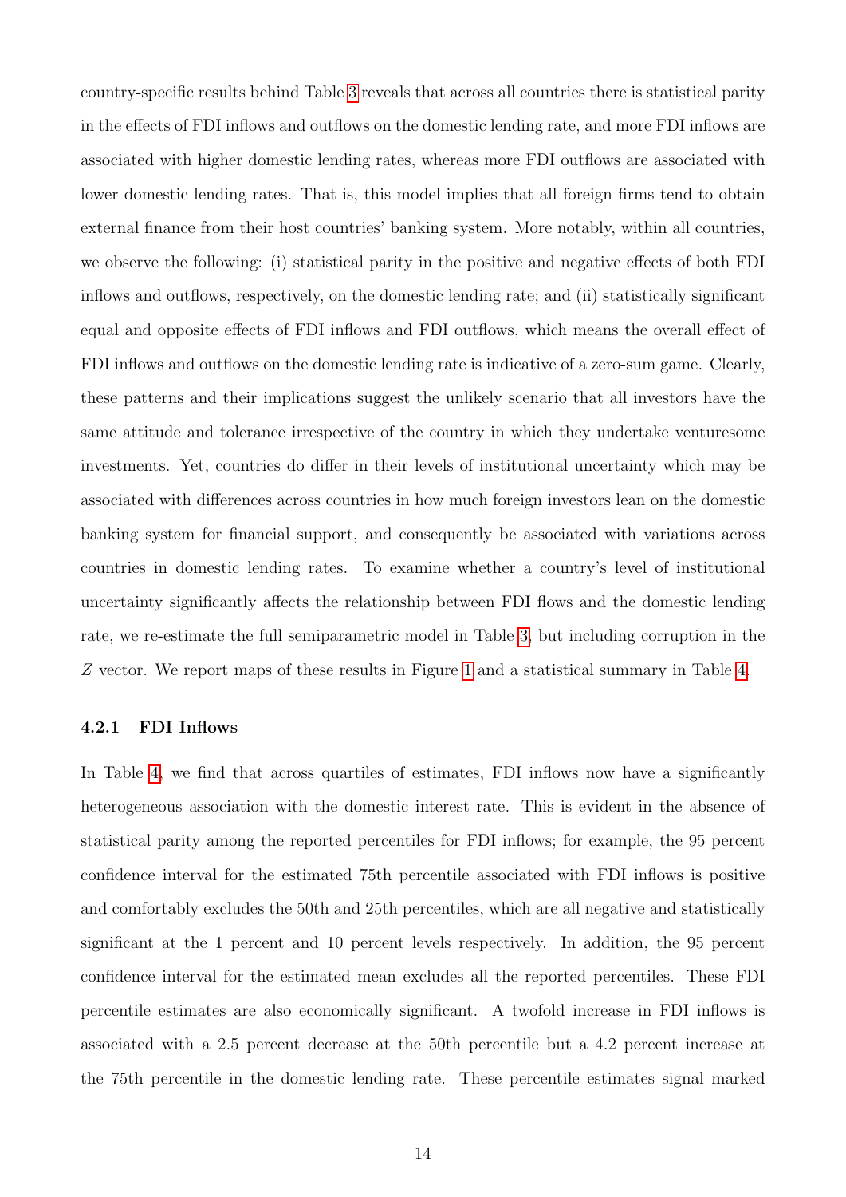country-specific results behind Table 3 reveals that across all countries there is statistical parity in the effects of FDI inflows and outflows on the domestic lending rate, and more FDI inflows are associated with higher domestic lending rates, whereas more FDI outflows are associated with lower domestic lending rates. That is, this model implies that all foreign firms tend to obtain external finance from their host countries' banking system. More notably, within all countries, we observe the following: (i) statistical parity in the positive and negative effects of both FDI inflows and outflows, respectively, on the domestic lending rate; and (ii) statistically significant equal and opposite effects of FDI inflows and FDI outflows, which means the overall effect of FDI inflows and outflows on the domestic lending rate is indicative of a zero-sum game. Clearly, these patterns and their implications suggest the unlikely scenario that all investors have the same attitude and tolerance irrespective of the country in which they undertake venturesome investments. Yet, countries do differ in their levels of institutional uncertainty which may be associated with differences across countries in how much foreign investors lean on the domestic banking system for financial support, and consequently be associated with variations across countries in domestic lending rates. To examine whether a country's level of institutional uncertainty significantly affects the relationship between FDI flows and the domestic lending rate, we re-estimate the full semiparametric model in Table 3, but including corruption in the $Z$ vector. We report maps of these results in Figure 1 and a statistical summary in Table 4.

#### 4.2.1 FDI Inflows

In Table 4, we find that across quartiles of estimates, FDI inflows now have a significantly heterogeneous association with the domestic interest rate. This is evident in the absence of statistical parity among the reported percentiles for FDI inflows; for example, the 95 percent confidence interval for the estimated 75th percentile associated with FDI inflows is positive and comfortably excludes the 50th and 25th percentiles, which are all negative and statistically significant at the 1 percent and 10 percent levels respectively. In addition, the 95 percent confidence interval for the estimated mean excludes all the reported percentiles. These FDI percentile estimates are also economically significant. A twofold increase in FDI inflows is associated with a 2.5 percent decrease at the 50th percentile but a 4.2 percent increase at the 75th percentile in the domestic lending rate. These percentile estimates signal marked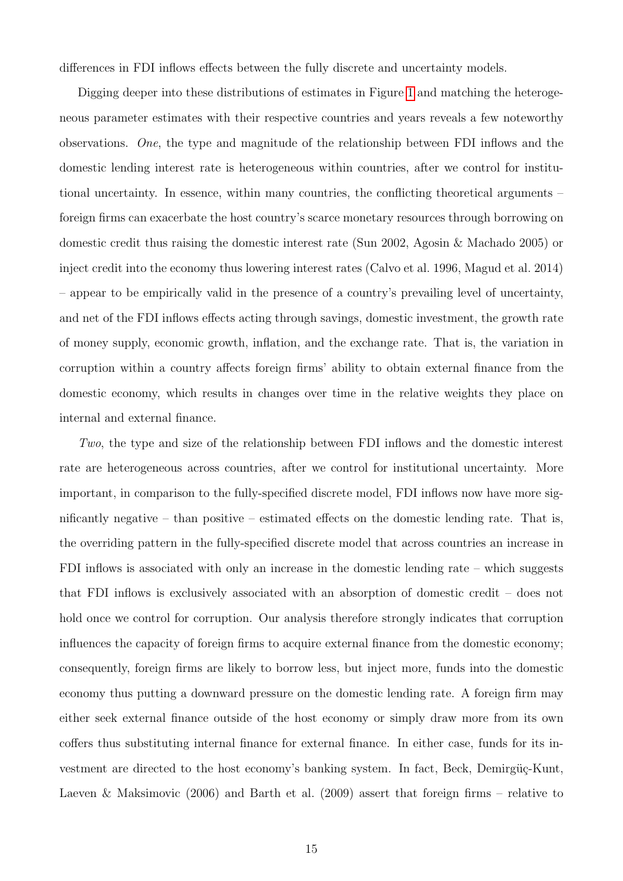differences in FDI inflows effects between the fully discrete and uncertainty models.

Digging deeper into these distributions of estimates in Figure 1 and matching the heterogeneous parameter estimates with their respective countries and years reveals a few noteworthy observations. *One*, the type and magnitude of the relationship between FDI inflows and the domestic lending interest rate is heterogeneous within countries, after we control for institutional uncertainty. In essence, within many countries, the conflicting theoretical arguments – foreign firms can exacerbate the host country's scarce monetary resources through borrowing on domestic credit thus raising the domestic interest rate (Sun 2002, Agosin & Machado 2005) or inject credit into the economy thus lowering interest rates (Calvo et al. 1996, Magud et al. 2014) – appear to be empirically valid in the presence of a country's prevailing level of uncertainty, and net of the FDI inflows effects acting through savings, domestic investment, the growth rate of money supply, economic growth, inflation, and the exchange rate. That is, the variation in corruption within a country affects foreign firms' ability to obtain external finance from the domestic economy, which results in changes over time in the relative weights they place on internal and external finance.

*Two*, the type and size of the relationship between FDI inflows and the domestic interest rate are heterogeneous across countries, after we control for institutional uncertainty. More important, in comparison to the fully-specified discrete model, FDI inflows now have more significantly negative – than positive – estimated effects on the domestic lending rate. That is, the overriding pattern in the fully-specified discrete model that across countries an increase in FDI inflows is associated with only an increase in the domestic lending rate – which suggests that FDI inflows is exclusively associated with an absorption of domestic credit – does not hold once we control for corruption. Our analysis therefore strongly indicates that corruption influences the capacity of foreign firms to acquire external finance from the domestic economy; consequently, foreign firms are likely to borrow less, but inject more, funds into the domestic economy thus putting a downward pressure on the domestic lending rate. A foreign firm may either seek external finance outside of the host economy or simply draw more from its own coffers thus substituting internal finance for external finance. In either case, funds for its investment are directed to the host economy's banking system. In fact, Beck, Demirgüç-Kunt, Laeven & Maksimovic (2006) and Barth et al. (2009) assert that foreign firms – relative to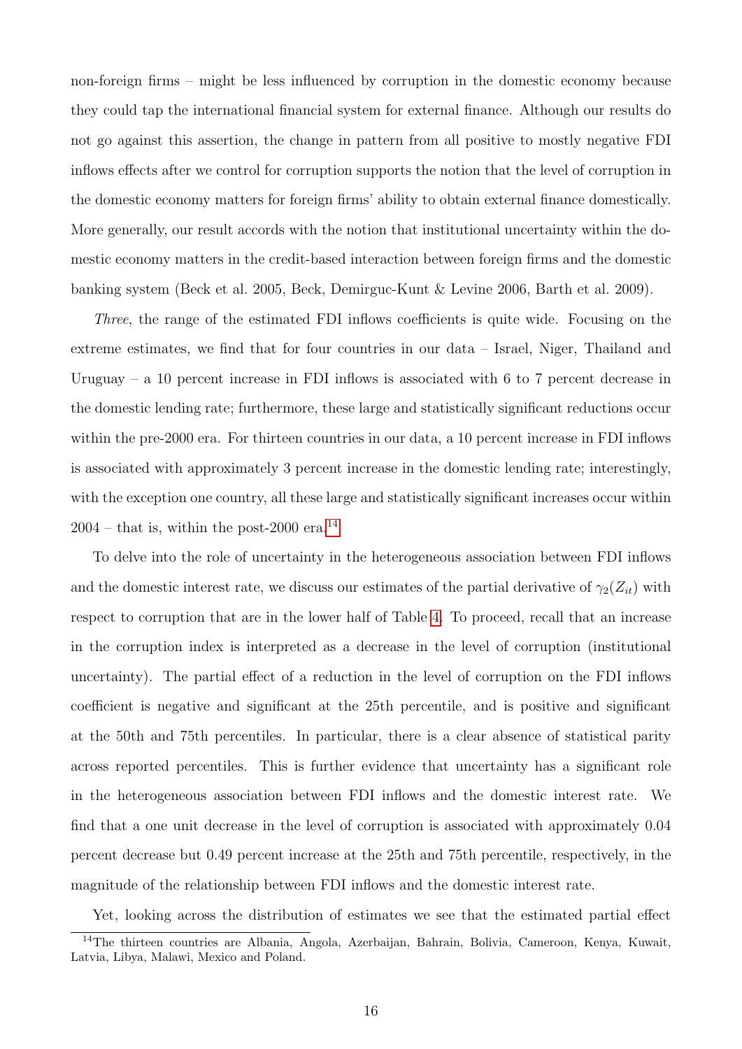non-foreign firms – might be less influenced by corruption in the domestic economy because they could tap the international financial system for external finance. Although our results do not go against this assertion, the change in pattern from all positive to mostly negative FDI inflows effects after we control for corruption supports the notion that the level of corruption in the domestic economy matters for foreign firms' ability to obtain external finance domestically. More generally, our result accords with the notion that institutional uncertainty within the domestic economy matters in the credit-based interaction between foreign firms and the domestic banking system (Beck et al. 2005, Beck, Demirguc-Kunt & Levine 2006, Barth et al. 2009).

*Three*, the range of the estimated FDI inflows coefficients is quite wide. Focusing on the extreme estimates, we find that for four countries in our data – Israel, Niger, Thailand and Uruguay – a 10 percent increase in FDI inflows is associated with 6 to 7 percent decrease in the domestic lending rate; furthermore, these large and statistically significant reductions occur within the pre-2000 era. For thirteen countries in our data, a 10 percent increase in FDI inflows is associated with approximately 3 percent increase in the domestic lending rate; interestingly, with the exception one country, all these large and statistically significant increases occur within 2004 – that is, within the post-2000 era.[14]

To delve into the role of uncertainty in the heterogeneous association between FDI inflows and the domestic interest rate, we discuss our estimates of the partial derivative of $\gamma_2(Z_{it})$ with respect to corruption that are in the lower half of Table 4. To proceed, recall that an increase in the corruption index is interpreted as a decrease in the level of corruption (institutional uncertainty). The partial effect of a reduction in the level of corruption on the FDI inflows coefficient is negative and significant at the 25th percentile, and is positive and significant at the 50th and 75th percentiles. In particular, there is a clear absence of statistical parity across reported percentiles. This is further evidence that uncertainty has a significant role in the heterogeneous association between FDI inflows and the domestic interest rate. We find that a one unit decrease in the level of corruption is associated with approximately 0.04 percent decrease but 0.49 percent increase at the 25th and 75th percentile, respectively, in the magnitude of the relationship between FDI inflows and the domestic interest rate.

Yet, looking across the distribution of estimates we see that the estimated partial effect

[14]The thirteen countries are Albania, Angola, Azerbaijan, Bahrain, Bolivia, Cameroon, Kenya, Kuwait, Latvia, Libya, Malawi, Mexico and Poland.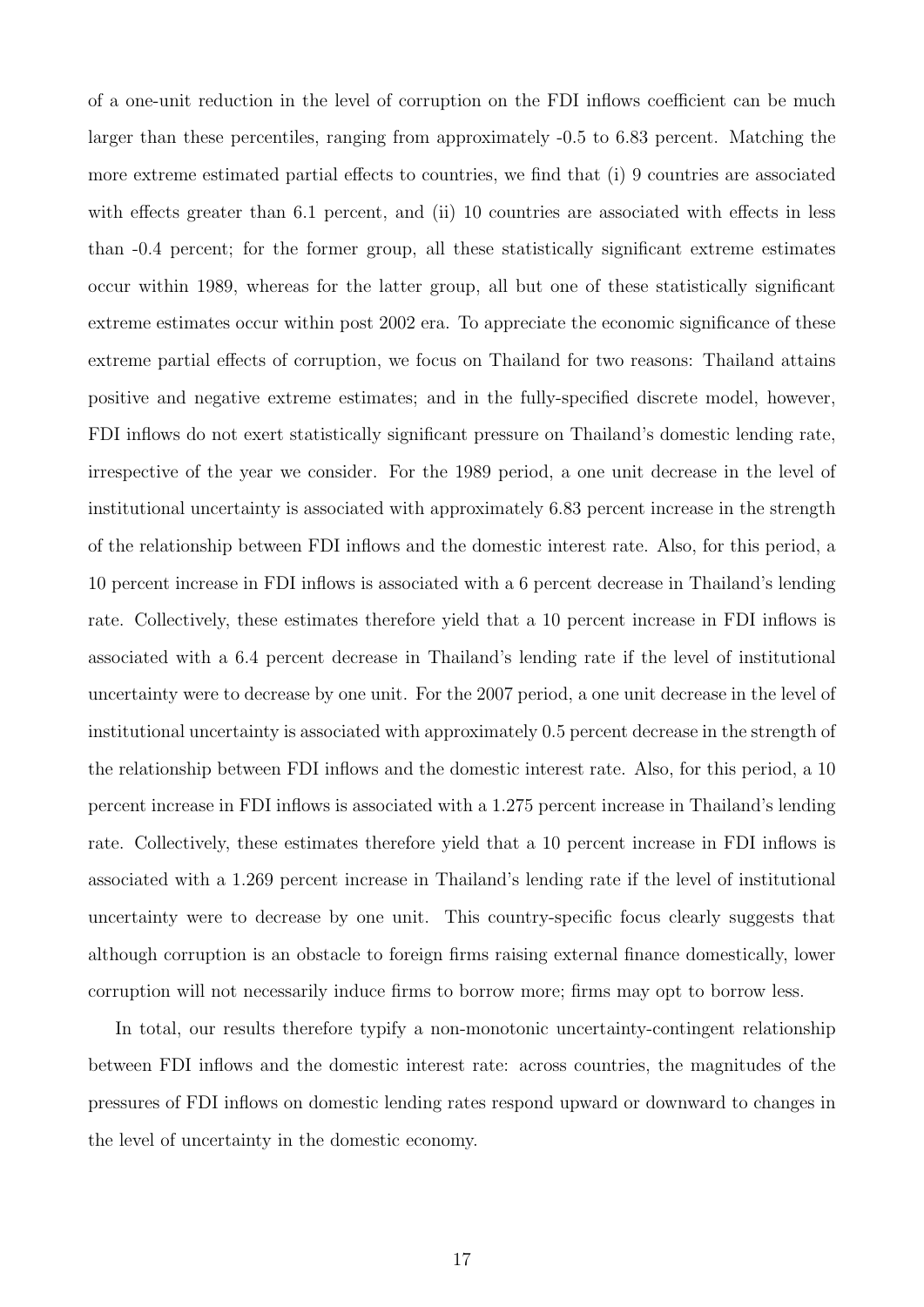of a one-unit reduction in the level of corruption on the FDI inflows coefficient can be much larger than these percentiles, ranging from approximately -0.5 to 6.83 percent. Matching the more extreme estimated partial effects to countries, we find that (i) 9 countries are associated with effects greater than 6.1 percent, and (ii) 10 countries are associated with effects in less than -0.4 percent; for the former group, all these statistically significant extreme estimates occur within 1989, whereas for the latter group, all but one of these statistically significant extreme estimates occur within post 2002 era. To appreciate the economic significance of these extreme partial effects of corruption, we focus on Thailand for two reasons: Thailand attains positive and negative extreme estimates; and in the fully-specified discrete model, however, FDI inflows do not exert statistically significant pressure on Thailand's domestic lending rate, irrespective of the year we consider. For the 1989 period, a one unit decrease in the level of institutional uncertainty is associated with approximately 6.83 percent increase in the strength of the relationship between FDI inflows and the domestic interest rate. Also, for this period, a 10 percent increase in FDI inflows is associated with a 6 percent decrease in Thailand's lending rate. Collectively, these estimates therefore yield that a 10 percent increase in FDI inflows is associated with a 6.4 percent decrease in Thailand's lending rate if the level of institutional uncertainty were to decrease by one unit. For the 2007 period, a one unit decrease in the level of institutional uncertainty is associated with approximately 0.5 percent decrease in the strength of the relationship between FDI inflows and the domestic interest rate. Also, for this period, a 10 percent increase in FDI inflows is associated with a 1.275 percent increase in Thailand's lending rate. Collectively, these estimates therefore yield that a 10 percent increase in FDI inflows is associated with a 1.269 percent increase in Thailand's lending rate if the level of institutional uncertainty were to decrease by one unit. This country-specific focus clearly suggests that although corruption is an obstacle to foreign firms raising external finance domestically, lower corruption will not necessarily induce firms to borrow more; firms may opt to borrow less.

In total, our results therefore typify a non-monotonic uncertainty-contingent relationship between FDI inflows and the domestic interest rate: across countries, the magnitudes of the pressures of FDI inflows on domestic lending rates respond upward or downward to changes in the level of uncertainty in the domestic economy.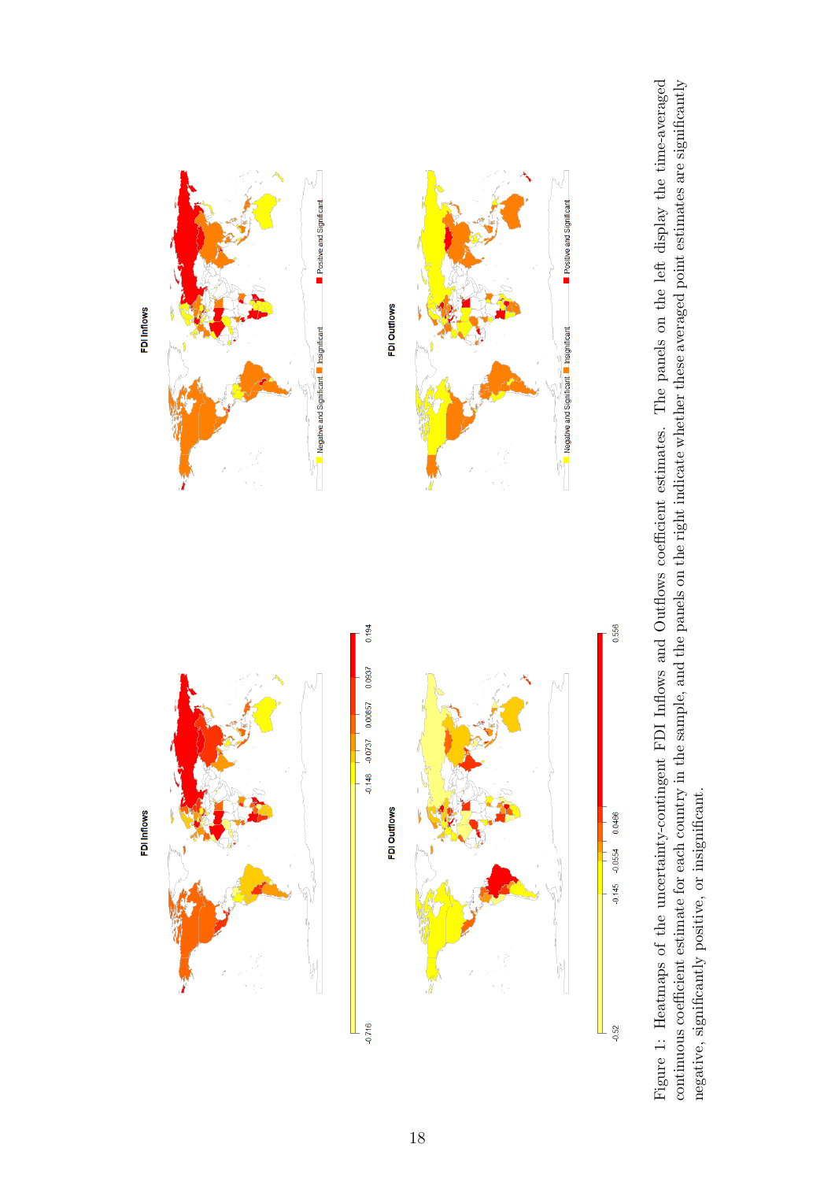Figure 1: Heatmaps of the uncertainty-contingent FDI Inflows and Outflows coefficient estimates. The panels on the left display the time-averaged continuous coefficient estimate for each country in the sample, and the panels on the right indicate whether these averaged point estimates are significantly negative, significantly positive, or insignificant.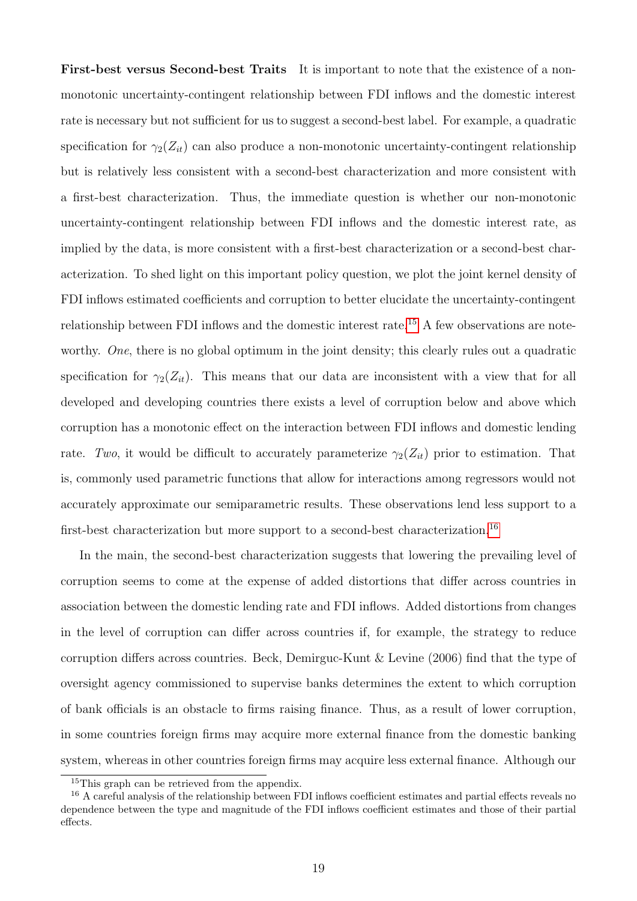**First-best versus Second-best Traits** It is important to note that the existence of a non-monotonic uncertainty-contingent relationship between FDI inflows and the domestic interest rate is necessary but not sufficient for us to suggest a second-best label. For example, a quadratic specification for $\gamma_2(Z_{it})$ can also produce a non-monotonic uncertainty-contingent relationship but is relatively less consistent with a second-best characterization and more consistent with a first-best characterization. Thus, the immediate question is whether our non-monotonic uncertainty-contingent relationship between FDI inflows and the domestic interest rate, as implied by the data, is more consistent with a first-best characterization or a second-best characterization. To shed light on this important policy question, we plot the joint kernel density of FDI inflows estimated coefficients and corruption to better elucidate the uncertainty-contingent relationship between FDI inflows and the domestic interest rate.[15] A few observations are noteworthy. *One*, there is no global optimum in the joint density; this clearly rules out a quadratic specification for $\gamma_2(Z_{it})$. This means that our data are inconsistent with a view that for all developed and developing countries there exists a level of corruption below and above which corruption has a monotonic effect on the interaction between FDI inflows and domestic lending rate. *Two*, it would be difficult to accurately parameterize $\gamma_2(Z_{it})$ prior to estimation. That is, commonly used parametric functions that allow for interactions among regressors would not accurately approximate our semiparametric results. These observations lend less support to a first-best characterization but more support to a second-best characterization.[16]

In the main, the second-best characterization suggests that lowering the prevailing level of corruption seems to come at the expense of added distortions that differ across countries in association between the domestic lending rate and FDI inflows. Added distortions from changes in the level of corruption can differ across countries if, for example, the strategy to reduce corruption differs across countries. Beck, Demirguc-Kunt & Levine (2006) find that the type of oversight agency commissioned to supervise banks determines the extent to which corruption of bank officials is an obstacle to firms raising finance. Thus, as a result of lower corruption, in some countries foreign firms may acquire more external finance from the domestic banking system, whereas in other countries foreign firms may acquire less external finance. Although our

[15] This graph can be retrieved from the appendix.

[16] A careful analysis of the relationship between FDI inflows coefficient estimates and partial effects reveals no dependence between the type and magnitude of the FDI inflows coefficient estimates and those of their partial effects.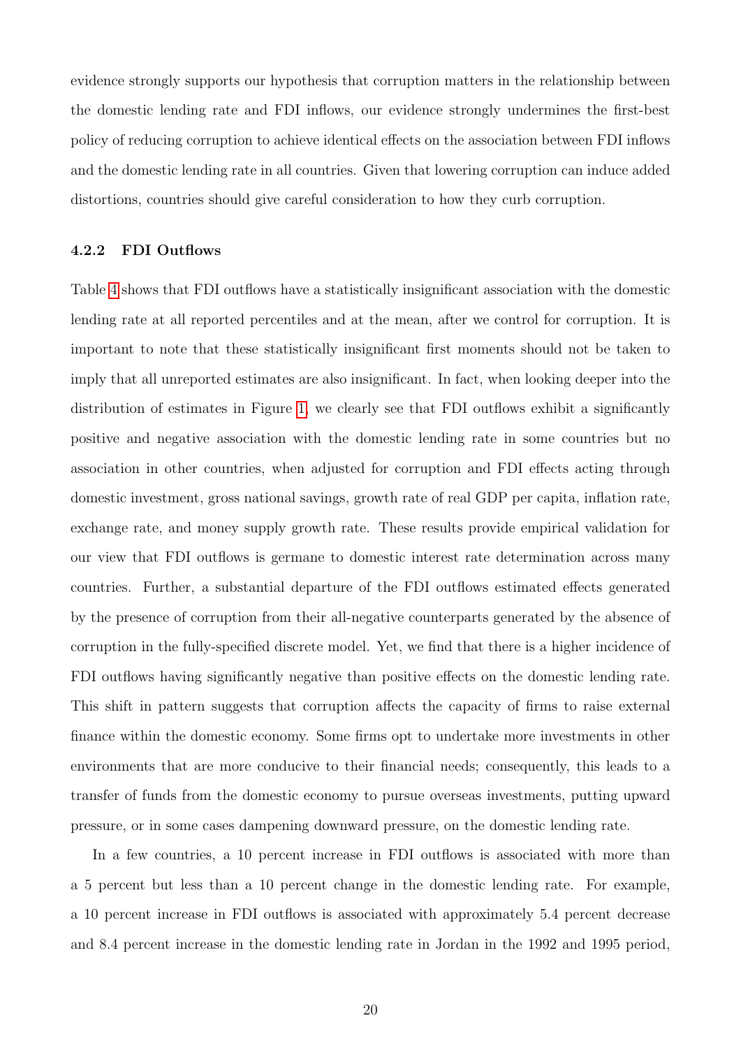evidence strongly supports our hypothesis that corruption matters in the relationship between the domestic lending rate and FDI inflows, our evidence strongly undermines the first-best policy of reducing corruption to achieve identical effects on the association between FDI inflows and the domestic lending rate in all countries. Given that lowering corruption can induce added distortions, countries should give careful consideration to how they curb corruption.

#### 4.2.2 FDI Outflows

Table 4 shows that FDI outflows have a statistically insignificant association with the domestic lending rate at all reported percentiles and at the mean, after we control for corruption. It is important to note that these statistically insignificant first moments should not be taken to imply that all unreported estimates are also insignificant. In fact, when looking deeper into the distribution of estimates in Figure 1, we clearly see that FDI outflows exhibit a significantly positive and negative association with the domestic lending rate in some countries but no association in other countries, when adjusted for corruption and FDI effects acting through domestic investment, gross national savings, growth rate of real GDP per capita, inflation rate, exchange rate, and money supply growth rate. These results provide empirical validation for our view that FDI outflows is germane to domestic interest rate determination across many countries. Further, a substantial departure of the FDI outflows estimated effects generated by the presence of corruption from their all-negative counterparts generated by the absence of corruption in the fully-specified discrete model. Yet, we find that there is a higher incidence of FDI outflows having significantly negative than positive effects on the domestic lending rate. This shift in pattern suggests that corruption affects the capacity of firms to raise external finance within the domestic economy. Some firms opt to undertake more investments in other environments that are more conducive to their financial needs; consequently, this leads to a transfer of funds from the domestic economy to pursue overseas investments, putting upward pressure, or in some cases dampening downward pressure, on the domestic lending rate.

In a few countries, a 10 percent increase in FDI outflows is associated with more than a 5 percent but less than a 10 percent change in the domestic lending rate. For example, a 10 percent increase in FDI outflows is associated with approximately 5.4 percent decrease and 8.4 percent increase in the domestic lending rate in Jordan in the 1992 and 1995 period,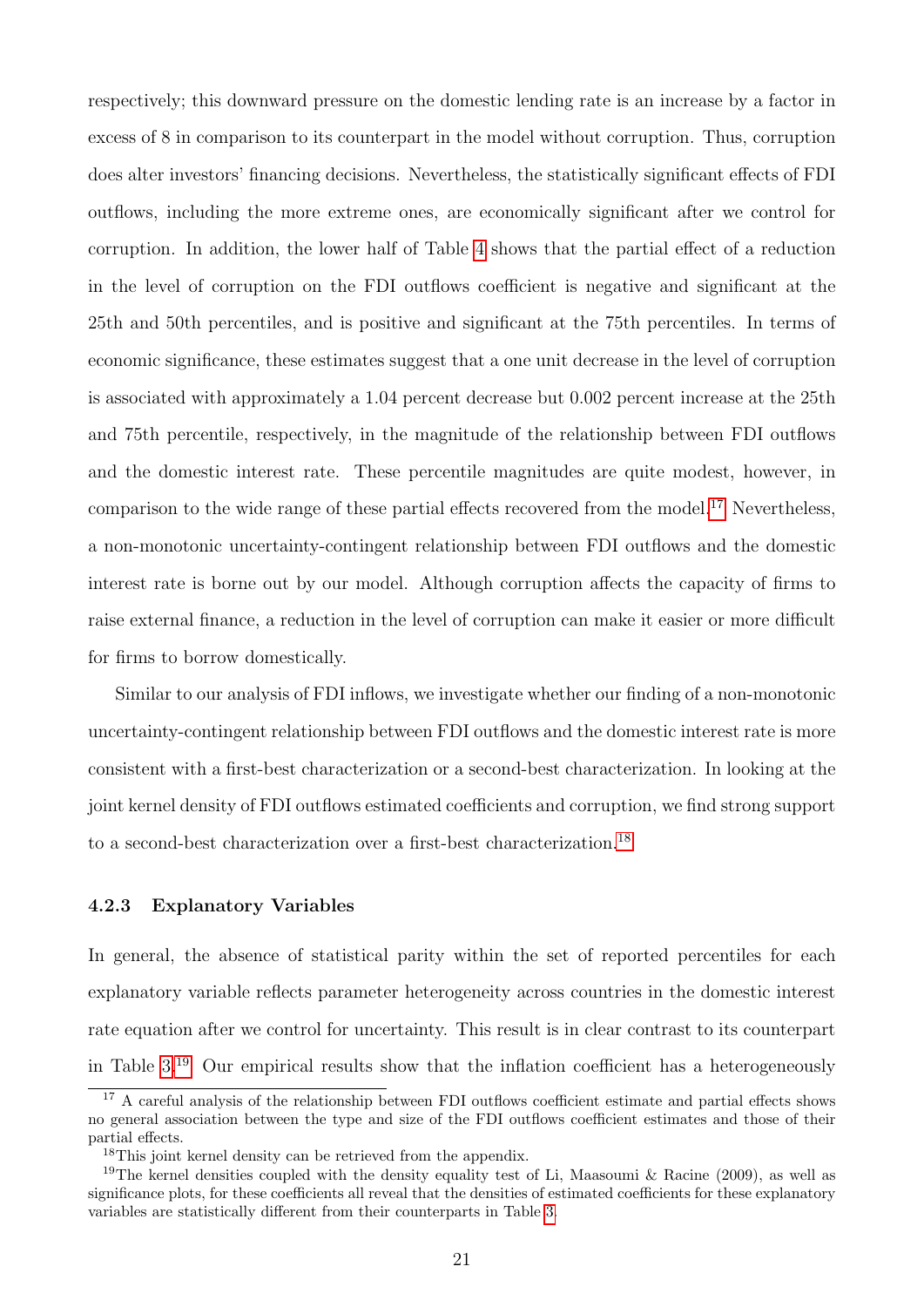respectively; this downward pressure on the domestic lending rate is an increase by a factor in excess of 8 in comparison to its counterpart in the model without corruption. Thus, corruption does alter investors' financing decisions. Nevertheless, the statistically significant effects of FDI outflows, including the more extreme ones, are economically significant after we control for corruption. In addition, the lower half of Table 4 shows that the partial effect of a reduction in the level of corruption on the FDI outflows coefficient is negative and significant at the 25th and 50th percentiles, and is positive and significant at the 75th percentiles. In terms of economic significance, these estimates suggest that a one unit decrease in the level of corruption is associated with approximately a 1.04 percent decrease but 0.002 percent increase at the 25th and 75th percentile, respectively, in the magnitude of the relationship between FDI outflows and the domestic interest rate. These percentile magnitudes are quite modest, however, in comparison to the wide range of these partial effects recovered from the model.[17] Nevertheless, a non-monotonic uncertainty-contingent relationship between FDI outflows and the domestic interest rate is borne out by our model. Although corruption affects the capacity of firms to raise external finance, a reduction in the level of corruption can make it easier or more difficult for firms to borrow domestically.

Similar to our analysis of FDI inflows, we investigate whether our finding of a non-monotonic uncertainty-contingent relationship between FDI outflows and the domestic interest rate is more consistent with a first-best characterization or a second-best characterization. In looking at the joint kernel density of FDI outflows estimated coefficients and corruption, we find strong support to a second-best characterization over a first-best characterization.[18]

#### 4.2.3 Explanatory Variables

In general, the absence of statistical parity within the set of reported percentiles for each explanatory variable reflects parameter heterogeneity across countries in the domestic interest rate equation after we control for uncertainty. This result is in clear contrast to its counterpart in Table 3.[19] Our empirical results show that the inflation coefficient has a heterogeneously

---

[17] A careful analysis of the relationship between FDI outflows coefficient estimate and partial effects shows no general association between the type and size of the FDI outflows coefficient estimates and those of their partial effects.

[18] This joint kernel density can be retrieved from the appendix.

[19] The kernel densities coupled with the density equality test of Li, Maasoumi & Racine (2009), as well as significance plots, for these coefficients all reveal that the densities of estimated coefficients for these explanatory variables are statistically different from their counterparts in Table 3.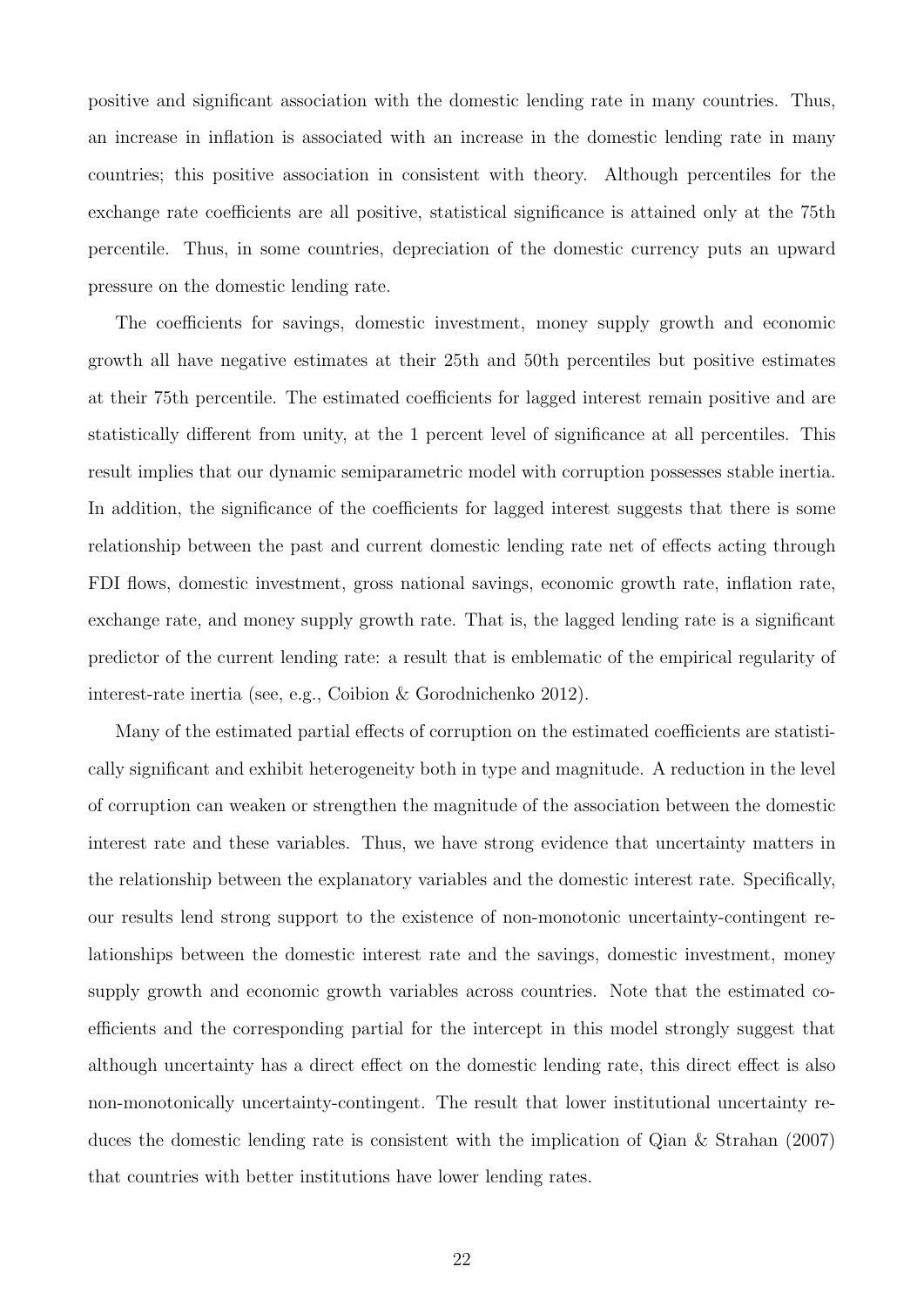positive and significant association with the domestic lending rate in many countries. Thus, an increase in inflation is associated with an increase in the domestic lending rate in many countries; this positive association in consistent with theory. Although percentiles for the exchange rate coefficients are all positive, statistical significance is attained only at the 75th percentile. Thus, in some countries, depreciation of the domestic currency puts an upward pressure on the domestic lending rate.

The coefficients for savings, domestic investment, money supply growth and economic growth all have negative estimates at their 25th and 50th percentiles but positive estimates at their 75th percentile. The estimated coefficients for lagged interest remain positive and are statistically different from unity, at the 1 percent level of significance at all percentiles. This result implies that our dynamic semiparametric model with corruption possesses stable inertia. In addition, the significance of the coefficients for lagged interest suggests that there is some relationship between the past and current domestic lending rate net of effects acting through FDI flows, domestic investment, gross national savings, economic growth rate, inflation rate, exchange rate, and money supply growth rate. That is, the lagged lending rate is a significant predictor of the current lending rate: a result that is emblematic of the empirical regularity of interest-rate inertia (see, e.g., Coibion & Gorodnichenko 2012).

Many of the estimated partial effects of corruption on the estimated coefficients are statistically significant and exhibit heterogeneity both in type and magnitude. A reduction in the level of corruption can weaken or strengthen the magnitude of the association between the domestic interest rate and these variables. Thus, we have strong evidence that uncertainty matters in the relationship between the explanatory variables and the domestic interest rate. Specifically, our results lend strong support to the existence of non-monotonic uncertainty-contingent relationships between the domestic interest rate and the savings, domestic investment, money supply growth and economic growth variables across countries. Note that the estimated coefficients and the corresponding partial for the intercept in this model strongly suggest that although uncertainty has a direct effect on the domestic lending rate, this direct effect is also non-monotonically uncertainty-contingent. The result that lower institutional uncertainty reduces the domestic lending rate is consistent with the implication of Qian & Strahan (2007) that countries with better institutions have lower lending rates.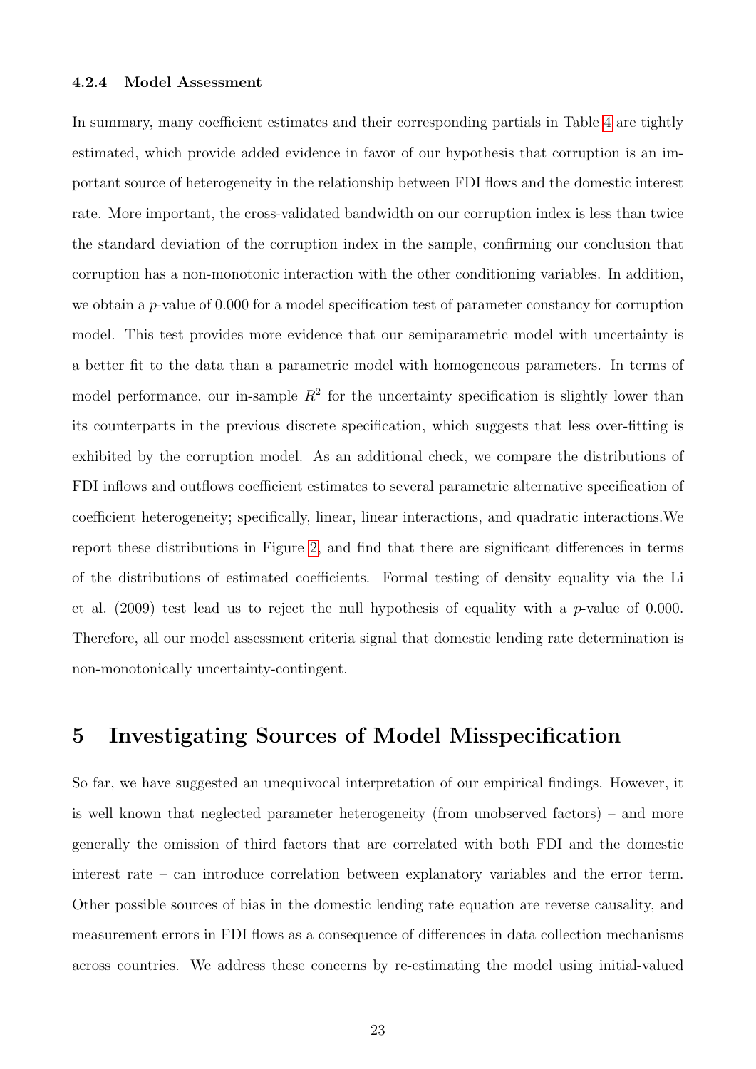#### 4.2.4 Model Assessment

In summary, many coefficient estimates and their corresponding partials in Table 4 are tightly estimated, which provide added evidence in favor of our hypothesis that corruption is an important source of heterogeneity in the relationship between FDI flows and the domestic interest rate. More important, the cross-validated bandwidth on our corruption index is less than twice the standard deviation of the corruption index in the sample, confirming our conclusion that corruption has a non-monotonic interaction with the other conditioning variables. In addition, we obtain a $p$-value of 0.000 for a model specification test of parameter constancy for corruption model. This test provides more evidence that our semiparametric model with uncertainty is a better fit to the data than a parametric model with homogeneous parameters. In terms of model performance, our in-sample $R^2$ for the uncertainty specification is slightly lower than its counterparts in the previous discrete specification, which suggests that less over-fitting is exhibited by the corruption model. As an additional check, we compare the distributions of FDI inflows and outflows coefficient estimates to several parametric alternative specification of coefficient heterogeneity; specifically, linear, linear interactions, and quadratic interactions.We report these distributions in Figure 2, and find that there are significant differences in terms of the distributions of estimated coefficients. Formal testing of density equality via the Li et al. (2009) test lead us to reject the null hypothesis of equality with a $p$-value of 0.000. Therefore, all our model assessment criteria signal that domestic lending rate determination is non-monotonically uncertainty-contingent.

# 5 Investigating Sources of Model Misspecification

So far, we have suggested an unequivocal interpretation of our empirical findings. However, it is well known that neglected parameter heterogeneity (from unobserved factors) – and more generally the omission of third factors that are correlated with both FDI and the domestic interest rate – can introduce correlation between explanatory variables and the error term. Other possible sources of bias in the domestic lending rate equation are reverse causality, and measurement errors in FDI flows as a consequence of differences in data collection mechanisms across countries. We address these concerns by re-estimating the model using initial-valued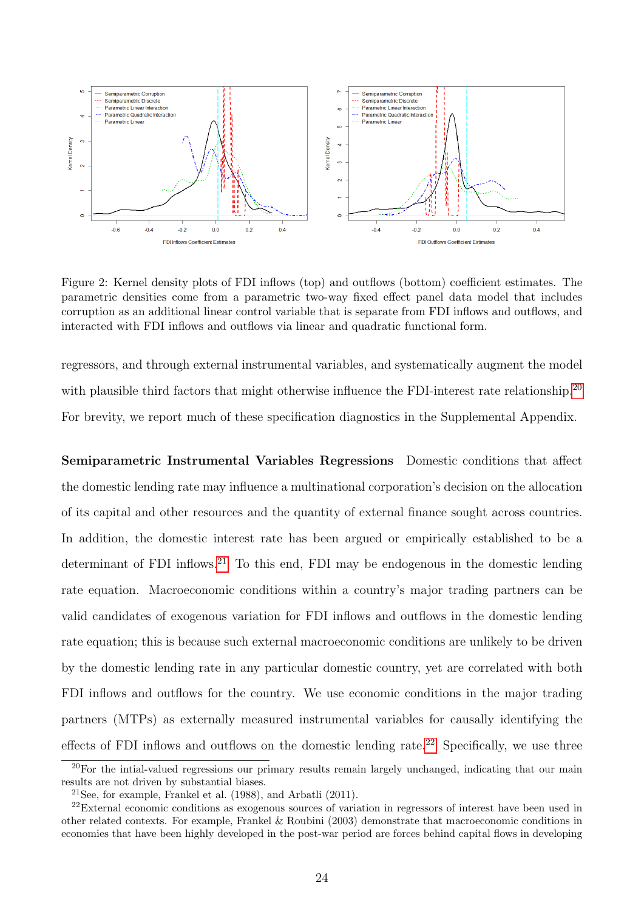Figure 2: Kernel density plots of FDI inflows (top) and outflows (bottom) coefficient estimates. The parametric densities come from a parametric two-way fixed effect panel data model that includes corruption as an additional linear control variable that is separate from FDI inflows and outflows, and interacted with FDI inflows and outflows via linear and quadratic functional form.

regressors, and through external instrumental variables, and systematically augment the model with plausible third factors that might otherwise influence the FDI-interest rate relationship.[20] For brevity, we report much of these specification diagnostics in the Supplemental Appendix.

**Semiparametric Instrumental Variables Regressions** Domestic conditions that affect the domestic lending rate may influence a multinational corporation's decision on the allocation of its capital and other resources and the quantity of external finance sought across countries. In addition, the domestic interest rate has been argued or empirically established to be a determinant of FDI inflows.[21] To this end, FDI may be endogenous in the domestic lending rate equation. Macroeconomic conditions within a country's major trading partners can be valid candidates of exogenous variation for FDI inflows and outflows in the domestic lending rate equation; this is because such external macroeconomic conditions are unlikely to be driven by the domestic lending rate in any particular domestic country, yet are correlated with both FDI inflows and outflows for the country. We use economic conditions in the major trading partners (MTPs) as externally measured instrumental variables for causally identifying the effects of FDI inflows and outflows on the domestic lending rate.[22] Specifically, we use three

[20] For the intial-valued regressions our primary results remain largely unchanged, indicating that our main results are not driven by substantial biases.

[21] See, for example, Frankel et al. (1988), and Arbatli (2011).

[22] External economic conditions as exogenous sources of variation in regressors of interest have been used in other related contexts. For example, Frankel & Roubini (2003) demonstrate that macroeconomic conditions in economies that have been highly developed in the post-war period are forces behind capital flows in developing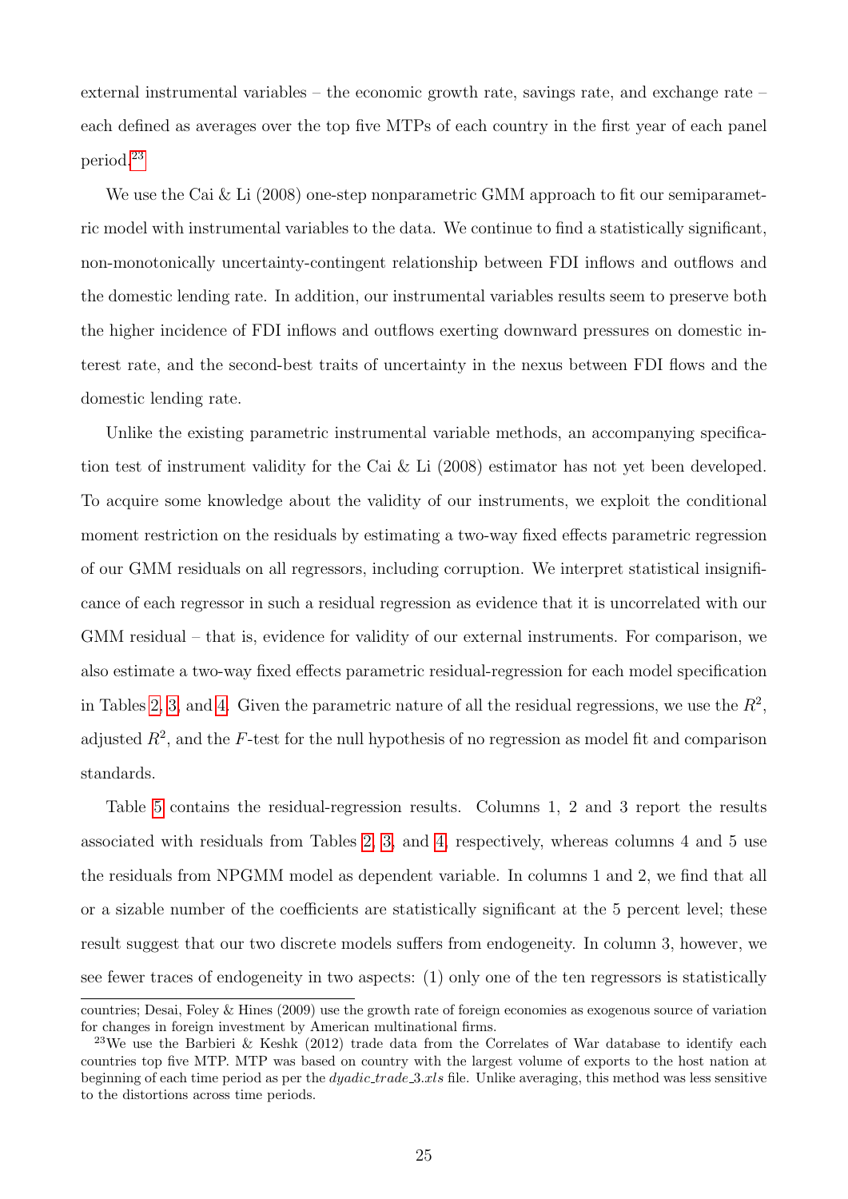external instrumental variables – the economic growth rate, savings rate, and exchange rate – each defined as averages over the top five MTPs of each country in the first year of each panel period.[23]

We use the Cai & Li (2008) one-step nonparametric GMM approach to fit our semiparametric model with instrumental variables to the data. We continue to find a statistically significant, non-monotonically uncertainty-contingent relationship between FDI inflows and outflows and the domestic lending rate. In addition, our instrumental variables results seem to preserve both the higher incidence of FDI inflows and outflows exerting downward pressures on domestic interest rate, and the second-best traits of uncertainty in the nexus between FDI flows and the domestic lending rate.

Unlike the existing parametric instrumental variable methods, an accompanying specification test of instrument validity for the Cai & Li (2008) estimator has not yet been developed. To acquire some knowledge about the validity of our instruments, we exploit the conditional moment restriction on the residuals by estimating a two-way fixed effects parametric regression of our GMM residuals on all regressors, including corruption. We interpret statistical insignificance of each regressor in such a residual regression as evidence that it is uncorrelated with our GMM residual – that is, evidence for validity of our external instruments. For comparison, we also estimate a two-way fixed effects parametric residual-regression for each model specification in Tables 2, 3, and 4. Given the parametric nature of all the residual regressions, we use the $R^2$, adjusted $R^2$, and the $F$-test for the null hypothesis of no regression as model fit and comparison standards.

Table 5 contains the residual-regression results. Columns 1, 2 and 3 report the results associated with residuals from Tables 2, 3, and 4, respectively, whereas columns 4 and 5 use the residuals from NPGMM model as dependent variable. In columns 1 and 2, we find that all or a sizable number of the coefficients are statistically significant at the 5 percent level; these result suggest that our two discrete models suffers from endogeneity. In column 3, however, we see fewer traces of endogeneity in two aspects: (1) only one of the ten regressors is statistically

countries; Desai, Foley & Hines (2009) use the growth rate of foreign economies as exogenous source of variation for changes in foreign investment by American multinational firms.

[23] We use the Barbieri & Keshk (2012) trade data from the Correlates of War database to identify each countries top five MTP. MTP was based on country with the largest volume of exports to the host nation at beginning of each time period as per the *dyadic_trade_3.xls* file. Unlike averaging, this method was less sensitive to the distortions across time periods.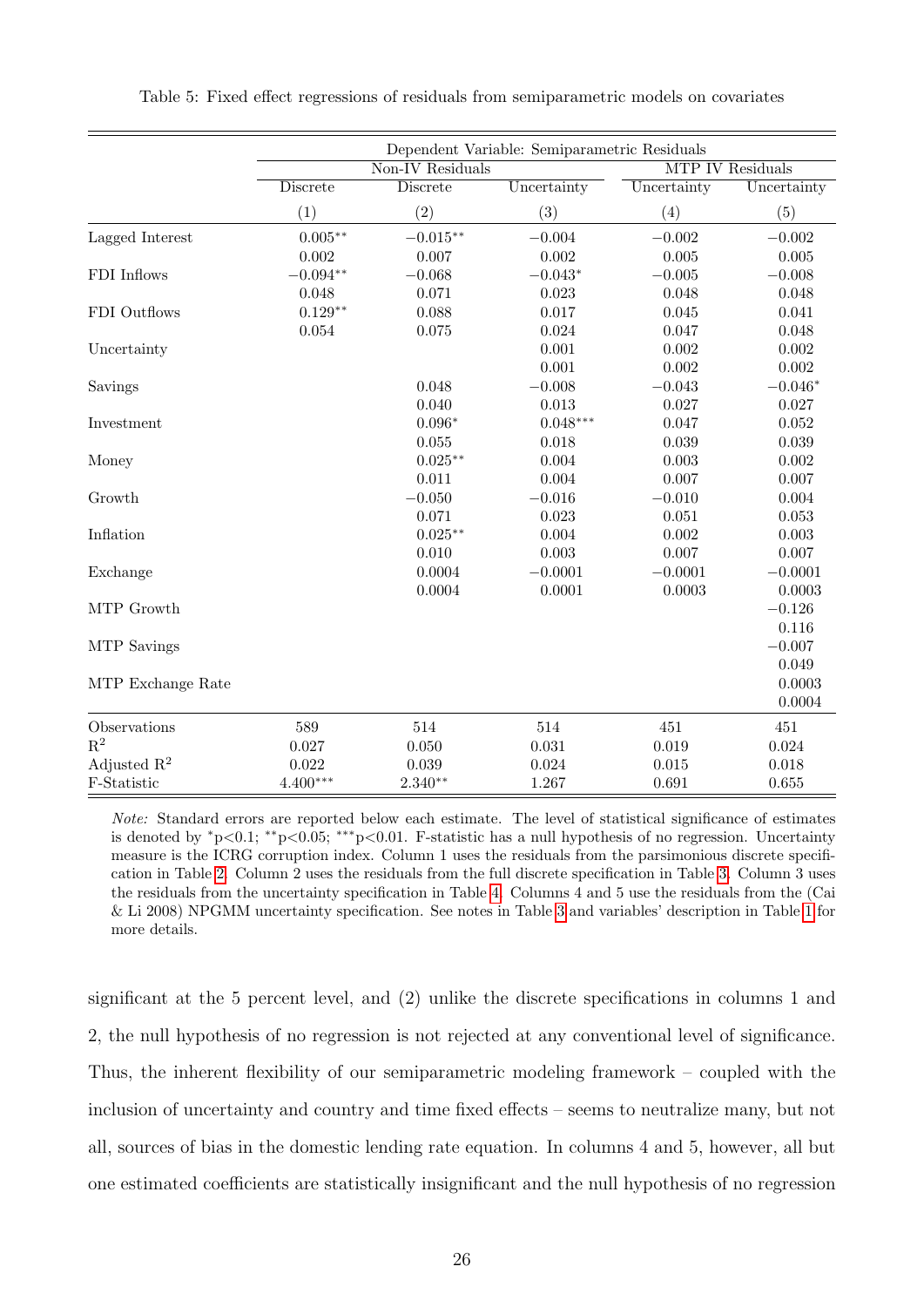Table 5: Fixed effect regressions of residuals from semiparametric models on covariates

| | Dependent Variable: Semiparametric Residuals | | | | |
|---|---|---|---|---|---|
| | Non-IV Residuals | | | MTP IV Residuals | |
| | Discrete | Discrete | Uncertainty | Uncertainty | Uncertainty |
| | (1) | (2) | (3) | (4) | (5) |
| Lagged Interest | $0.005^{**}$ | $-0.015^{**}$ | $-0.004$ | $-0.002$ | $-0.002$ |
| | 0.002 | 0.007 | 0.002 | 0.005 | 0.005 |
| FDI Inflows | $-0.094^{**}$ | $-0.068$ | $-0.043^{*}$ | $-0.005$ | $-0.008$ |
| | 0.048 | 0.071 | 0.023 | 0.048 | 0.048 |
| FDI Outflows | $0.129^{**}$ | 0.088 | 0.017 | 0.045 | 0.041 |
| | 0.054 | 0.075 | 0.024 | 0.047 | 0.048 |
| Uncertainty | | | 0.001 | 0.002 | 0.002 |
| | | | 0.001 | 0.002 | 0.002 |
| Savings | | 0.048 | $-0.008$ | $-0.043$ | $-0.046^{*}$ |
| | | 0.040 | 0.013 | 0.027 | 0.027 |
| Investment | | $0.096^{*}$ | $0.048^{***}$ | 0.047 | 0.052 |
| | | 0.055 | 0.018 | 0.039 | 0.039 |
| Money | | $0.025^{**}$ | 0.004 | 0.003 | 0.002 |
| | | 0.011 | 0.004 | 0.007 | 0.007 |
| Growth | | $-0.050$ | $-0.016$ | $-0.010$ | 0.004 |
| | | 0.071 | 0.023 | 0.051 | 0.053 |
| Inflation | | $0.025^{**}$ | 0.004 | 0.002 | 0.003 |
| | | 0.010 | 0.003 | 0.007 | 0.007 |
| Exchange | | 0.0004 | $-0.0001$ | $-0.0001$ | $-0.0001$ |
| | | 0.0004 | 0.0001 | 0.0003 | 0.0003 |
| MTP Growth | | | | | $-0.126$ |
| | | | | | 0.116 |
| MTP Savings | | | | | $-0.007$ |
| | | | | | 0.049 |
| MTP Exchange Rate | | | | | 0.0003 |
| | | | | | 0.0004 |
| Observations | 589 | 514 | 514 | 451 | 451 |
| $R^2$ | 0.027 | 0.050 | 0.031 | 0.019 | 0.024 |
| Adjusted $R^2$ | 0.022 | 0.039 | 0.024 | 0.015 | 0.018 |
| F-Statistic | $4.400^{***}$ | $2.340^{**}$ | 1.267 | 0.691 | 0.655 |

*Note:* Standard errors are reported below each estimate. The level of statistical significance of estimates is denoted by $^{*}$p<0.1; $^{**}$p<0.05; $^{***}$p<0.01. F-statistic has a null hypothesis of no regression. Uncertainty measure is the ICRG corruption index. Column 1 uses the residuals from the parsimonious discrete specification in Table 2. Column 2 uses the residuals from the full discrete specification in Table 3. Column 3 uses the residuals from the uncertainty specification in Table 4. Columns 4 and 5 use the residuals from the (Cai & Li 2008) NPGMM uncertainty specification. See notes in Table 3 and variables' description in Table 1 for more details.

significant at the 5 percent level, and (2) unlike the discrete specifications in columns 1 and 2, the null hypothesis of no regression is not rejected at any conventional level of significance. Thus, the inherent flexibility of our semiparametric modeling framework – coupled with the inclusion of uncertainty and country and time fixed effects – seems to neutralize many, but not all, sources of bias in the domestic lending rate equation. In columns 4 and 5, however, all but one estimated coefficients are statistically insignificant and the null hypothesis of no regression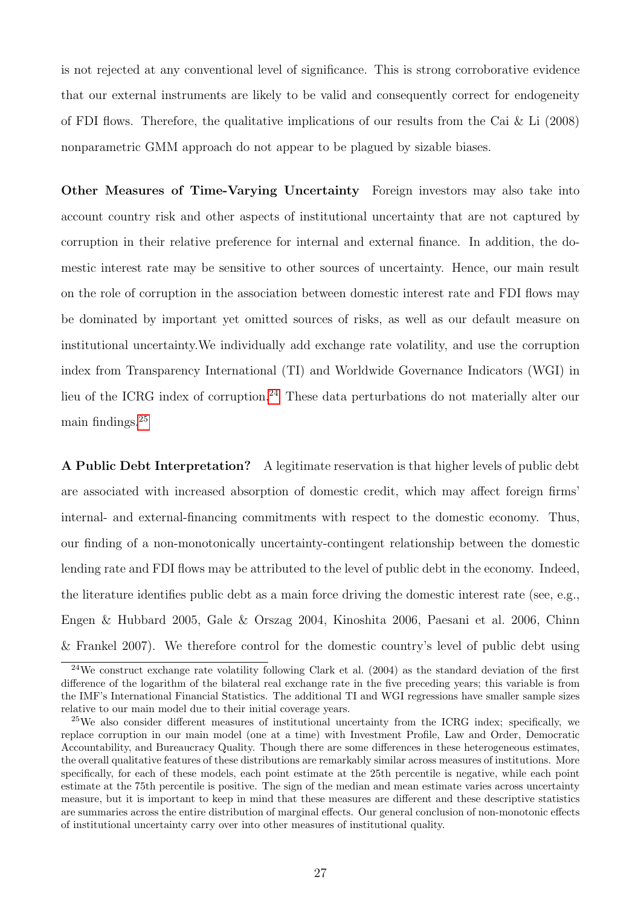is not rejected at any conventional level of significance. This is strong corroborative evidence that our external instruments are likely to be valid and consequently correct for endogeneity of FDI flows. Therefore, the qualitative implications of our results from the Cai & Li (2008) nonparametric GMM approach do not appear to be plagued by sizable biases.

**Other Measures of Time-Varying Uncertainty** Foreign investors may also take into account country risk and other aspects of institutional uncertainty that are not captured by corruption in their relative preference for internal and external finance. In addition, the domestic interest rate may be sensitive to other sources of uncertainty. Hence, our main result on the role of corruption in the association between domestic interest rate and FDI flows may be dominated by important yet omitted sources of risks, as well as our default measure on institutional uncertainty.We individually add exchange rate volatility, and use the corruption index from Transparency International (TI) and Worldwide Governance Indicators (WGI) in lieu of the ICRG index of corruption.[24] These data perturbations do not materially alter our main findings.[25]

**A Public Debt Interpretation?** A legitimate reservation is that higher levels of public debt are associated with increased absorption of domestic credit, which may affect foreign firms' internal- and external-financing commitments with respect to the domestic economy. Thus, our finding of a non-monotonically uncertainty-contingent relationship between the domestic lending rate and FDI flows may be attributed to the level of public debt in the economy. Indeed, the literature identifies public debt as a main force driving the domestic interest rate (see, e.g., Engen & Hubbard 2005, Gale & Orszag 2004, Kinoshita 2006, Paesani et al. 2006, Chinn & Frankel 2007). We therefore control for the domestic country's level of public debt using

[24] We construct exchange rate volatility following Clark et al. (2004) as the standard deviation of the first difference of the logarithm of the bilateral real exchange rate in the five preceding years; this variable is from the IMF's International Financial Statistics. The additional TI and WGI regressions have smaller sample sizes relative to our main model due to their initial coverage years.

[25] We also consider different measures of institutional uncertainty from the ICRG index; specifically, we replace corruption in our main model (one at a time) with Investment Profile, Law and Order, Democratic Accountability, and Bureaucracy Quality. Though there are some differences in these heterogeneous estimates, the overall qualitative features of these distributions are remarkably similar across measures of institutions. More specifically, for each of these models, each point estimate at the 25th percentile is negative, while each point estimate at the 75th percentile is positive. The sign of the median and mean estimate varies across uncertainty measure, but it is important to keep in mind that these measures are different and these descriptive statistics are summaries across the entire distribution of marginal effects. Our general conclusion of non-monotonic effects of institutional uncertainty carry over into other measures of institutional quality.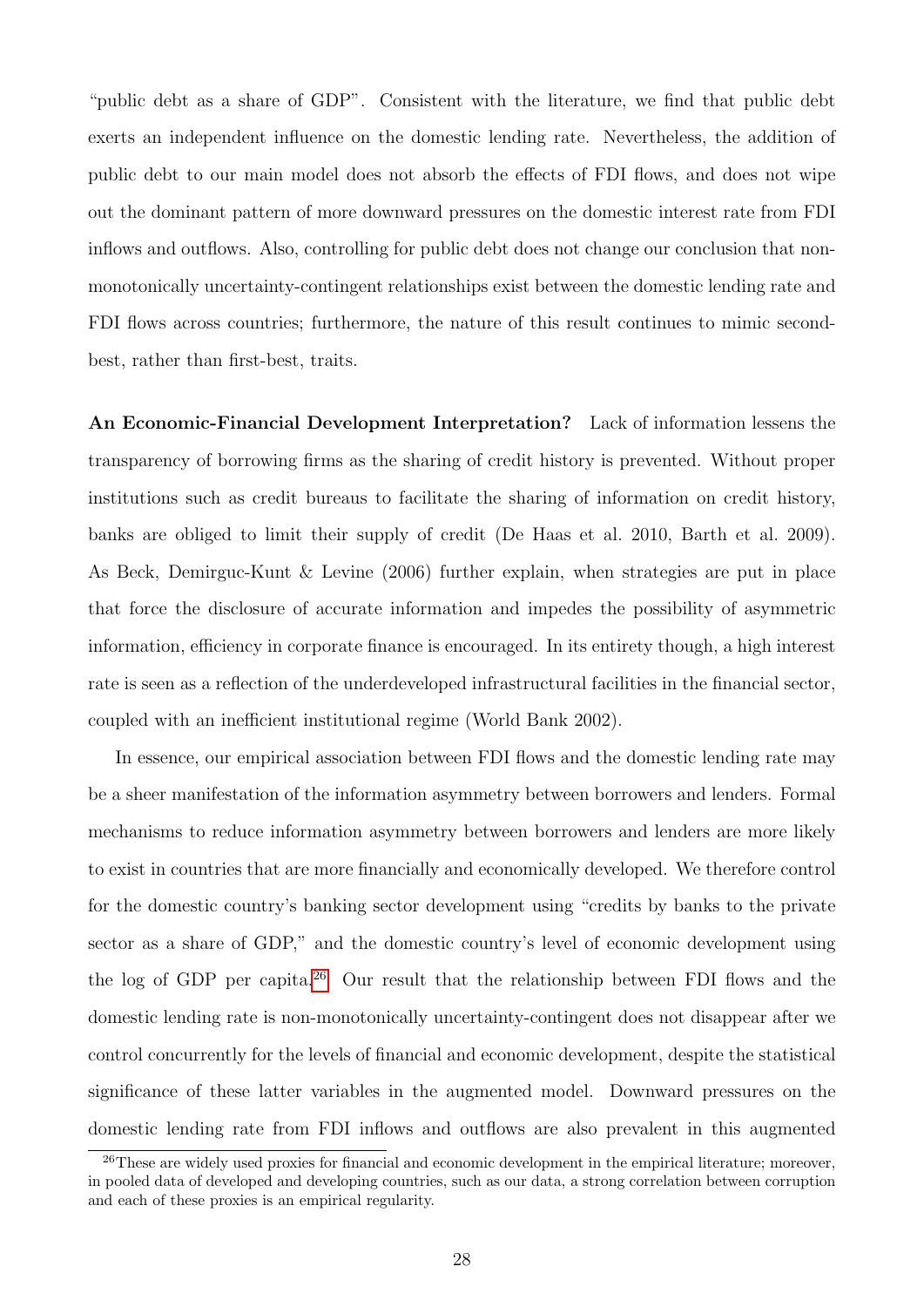"public debt as a share of GDP". Consistent with the literature, we find that public debt exerts an independent influence on the domestic lending rate. Nevertheless, the addition of public debt to our main model does not absorb the effects of FDI flows, and does not wipe out the dominant pattern of more downward pressures on the domestic interest rate from FDI inflows and outflows. Also, controlling for public debt does not change our conclusion that non-monotonically uncertainty-contingent relationships exist between the domestic lending rate and FDI flows across countries; furthermore, the nature of this result continues to mimic second-best, rather than first-best, traits.

**An Economic-Financial Development Interpretation?** Lack of information lessens the transparency of borrowing firms as the sharing of credit history is prevented. Without proper institutions such as credit bureaus to facilitate the sharing of information on credit history, banks are obliged to limit their supply of credit (De Haas et al. 2010, Barth et al. 2009). As Beck, Demirguc-Kunt & Levine (2006) further explain, when strategies are put in place that force the disclosure of accurate information and impedes the possibility of asymmetric information, efficiency in corporate finance is encouraged. In its entirety though, a high interest rate is seen as a reflection of the underdeveloped infrastructural facilities in the financial sector, coupled with an inefficient institutional regime (World Bank 2002).

In essence, our empirical association between FDI flows and the domestic lending rate may be a sheer manifestation of the information asymmetry between borrowers and lenders. Formal mechanisms to reduce information asymmetry between borrowers and lenders are more likely to exist in countries that are more financially and economically developed. We therefore control for the domestic country's banking sector development using "credits by banks to the private sector as a share of GDP," and the domestic country's level of economic development using the log of GDP per capita.[26] Our result that the relationship between FDI flows and the domestic lending rate is non-monotonically uncertainty-contingent does not disappear after we control concurrently for the levels of financial and economic development, despite the statistical significance of these latter variables in the augmented model. Downward pressures on the domestic lending rate from FDI inflows and outflows are also prevalent in this augmented

[26] These are widely used proxies for financial and economic development in the empirical literature; moreover, in pooled data of developed and developing countries, such as our data, a strong correlation between corruption and each of these proxies is an empirical regularity.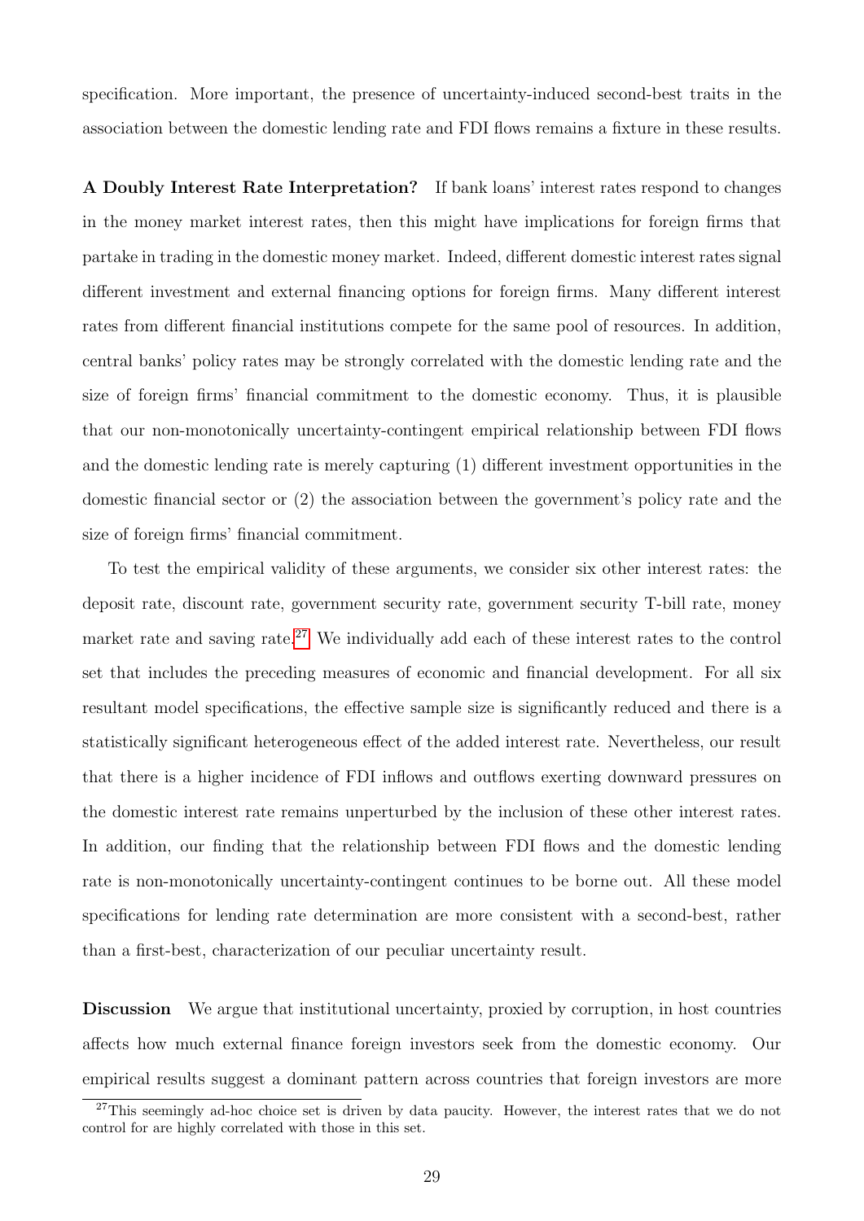specification. More important, the presence of uncertainty-induced second-best traits in the association between the domestic lending rate and FDI flows remains a fixture in these results.

**A Doubly Interest Rate Interpretation?** If bank loans' interest rates respond to changes in the money market interest rates, then this might have implications for foreign firms that partake in trading in the domestic money market. Indeed, different domestic interest rates signal different investment and external financing options for foreign firms. Many different interest rates from different financial institutions compete for the same pool of resources. In addition, central banks' policy rates may be strongly correlated with the domestic lending rate and the size of foreign firms' financial commitment to the domestic economy. Thus, it is plausible that our non-monotonically uncertainty-contingent empirical relationship between FDI flows and the domestic lending rate is merely capturing (1) different investment opportunities in the domestic financial sector or (2) the association between the government's policy rate and the size of foreign firms' financial commitment.

To test the empirical validity of these arguments, we consider six other interest rates: the deposit rate, discount rate, government security rate, government security T-bill rate, money market rate and saving rate.[27] We individually add each of these interest rates to the control set that includes the preceding measures of economic and financial development. For all six resultant model specifications, the effective sample size is significantly reduced and there is a statistically significant heterogeneous effect of the added interest rate. Nevertheless, our result that there is a higher incidence of FDI inflows and outflows exerting downward pressures on the domestic interest rate remains unperturbed by the inclusion of these other interest rates. In addition, our finding that the relationship between FDI flows and the domestic lending rate is non-monotonically uncertainty-contingent continues to be borne out. All these model specifications for lending rate determination are more consistent with a second-best, rather than a first-best, characterization of our peculiar uncertainty result.

**Discussion** We argue that institutional uncertainty, proxied by corruption, in host countries affects how much external finance foreign investors seek from the domestic economy. Our empirical results suggest a dominant pattern across countries that foreign investors are more

[27] This seemingly ad-hoc choice set is driven by data paucity. However, the interest rates that we do not control for are highly correlated with those in this set.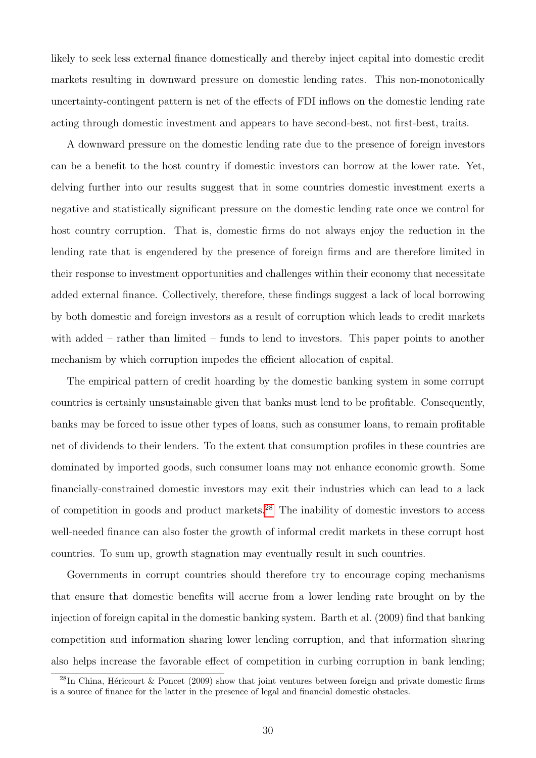likely to seek less external finance domestically and thereby inject capital into domestic credit markets resulting in downward pressure on domestic lending rates. This non-monotonically uncertainty-contingent pattern is net of the effects of FDI inflows on the domestic lending rate acting through domestic investment and appears to have second-best, not first-best, traits.

A downward pressure on the domestic lending rate due to the presence of foreign investors can be a benefit to the host country if domestic investors can borrow at the lower rate. Yet, delving further into our results suggest that in some countries domestic investment exerts a negative and statistically significant pressure on the domestic lending rate once we control for host country corruption. That is, domestic firms do not always enjoy the reduction in the lending rate that is engendered by the presence of foreign firms and are therefore limited in their response to investment opportunities and challenges within their economy that necessitate added external finance. Collectively, therefore, these findings suggest a lack of local borrowing by both domestic and foreign investors as a result of corruption which leads to credit markets with added – rather than limited – funds to lend to investors. This paper points to another mechanism by which corruption impedes the efficient allocation of capital.

The empirical pattern of credit hoarding by the domestic banking system in some corrupt countries is certainly unsustainable given that banks must lend to be profitable. Consequently, banks may be forced to issue other types of loans, such as consumer loans, to remain profitable net of dividends to their lenders. To the extent that consumption profiles in these countries are dominated by imported goods, such consumer loans may not enhance economic growth. Some financially-constrained domestic investors may exit their industries which can lead to a lack of competition in goods and product markets.[28] The inability of domestic investors to access well-needed finance can also foster the growth of informal credit markets in these corrupt host countries. To sum up, growth stagnation may eventually result in such countries.

Governments in corrupt countries should therefore try to encourage coping mechanisms that ensure that domestic benefits will accrue from a lower lending rate brought on by the injection of foreign capital in the domestic banking system. Barth et al. (2009) find that banking competition and information sharing lower lending corruption, and that information sharing also helps increase the favorable effect of competition in curbing corruption in bank lending;

[28] In China, Héricourt & Poncet (2009) show that joint ventures between foreign and private domestic firms is a source of finance for the latter in the presence of legal and financial domestic obstacles.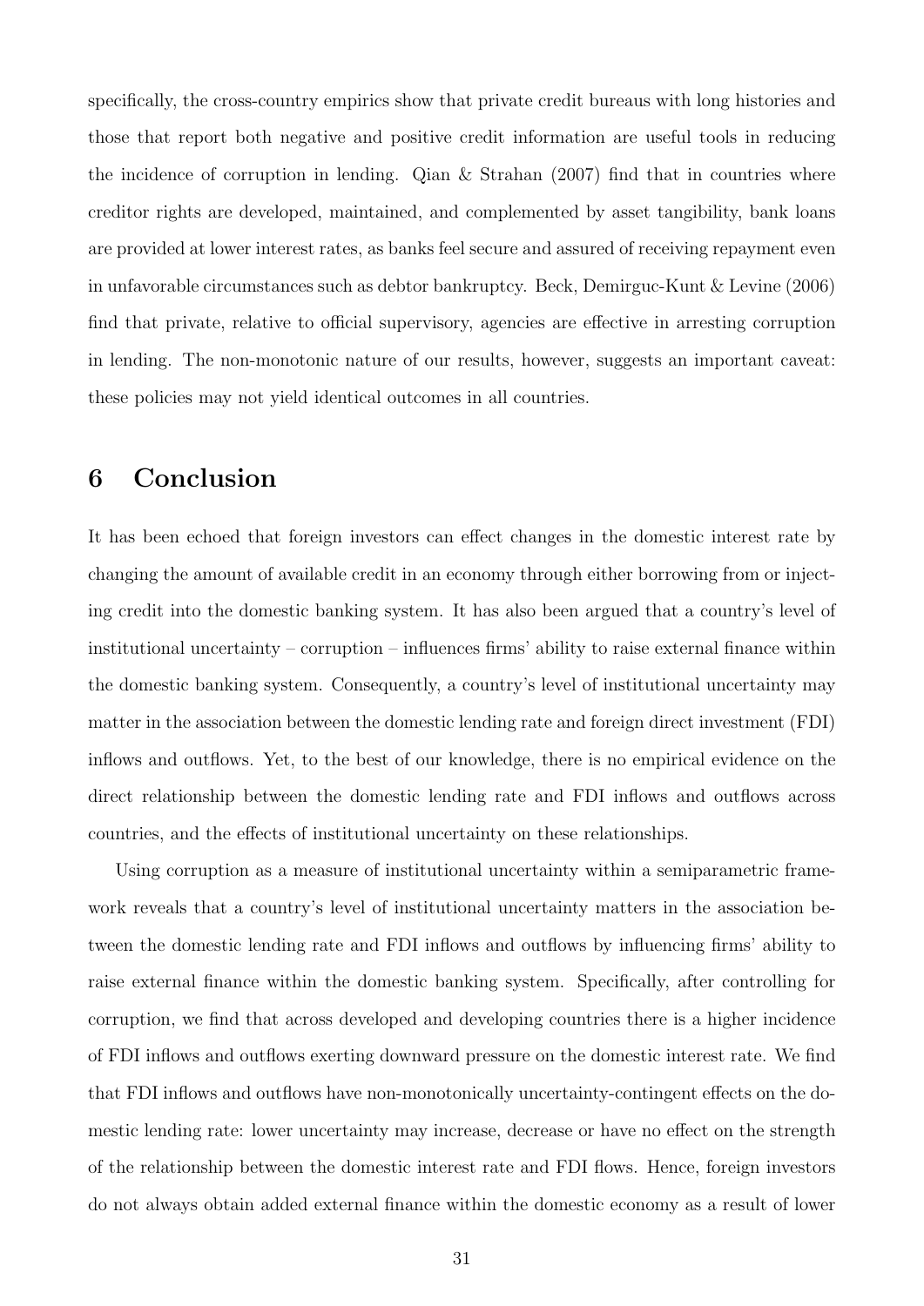specifically, the cross-country empirics show that private credit bureaus with long histories and those that report both negative and positive credit information are useful tools in reducing the incidence of corruption in lending. Qian & Strahan (2007) find that in countries where creditor rights are developed, maintained, and complemented by asset tangibility, bank loans are provided at lower interest rates, as banks feel secure and assured of receiving repayment even in unfavorable circumstances such as debtor bankruptcy. Beck, Demirguc-Kunt & Levine (2006) find that private, relative to official supervisory, agencies are effective in arresting corruption in lending. The non-monotonic nature of our results, however, suggests an important caveat: these policies may not yield identical outcomes in all countries.

# 6 Conclusion

It has been echoed that foreign investors can effect changes in the domestic interest rate by changing the amount of available credit in an economy through either borrowing from or injecting credit into the domestic banking system. It has also been argued that a country's level of institutional uncertainty – corruption – influences firms' ability to raise external finance within the domestic banking system. Consequently, a country's level of institutional uncertainty may matter in the association between the domestic lending rate and foreign direct investment (FDI) inflows and outflows. Yet, to the best of our knowledge, there is no empirical evidence on the direct relationship between the domestic lending rate and FDI inflows and outflows across countries, and the effects of institutional uncertainty on these relationships.

Using corruption as a measure of institutional uncertainty within a semiparametric framework reveals that a country's level of institutional uncertainty matters in the association between the domestic lending rate and FDI inflows and outflows by influencing firms' ability to raise external finance within the domestic banking system. Specifically, after controlling for corruption, we find that across developed and developing countries there is a higher incidence of FDI inflows and outflows exerting downward pressure on the domestic interest rate. We find that FDI inflows and outflows have non-monotonically uncertainty-contingent effects on the domestic lending rate: lower uncertainty may increase, decrease or have no effect on the strength of the relationship between the domestic interest rate and FDI flows. Hence, foreign investors do not always obtain added external finance within the domestic economy as a result of lower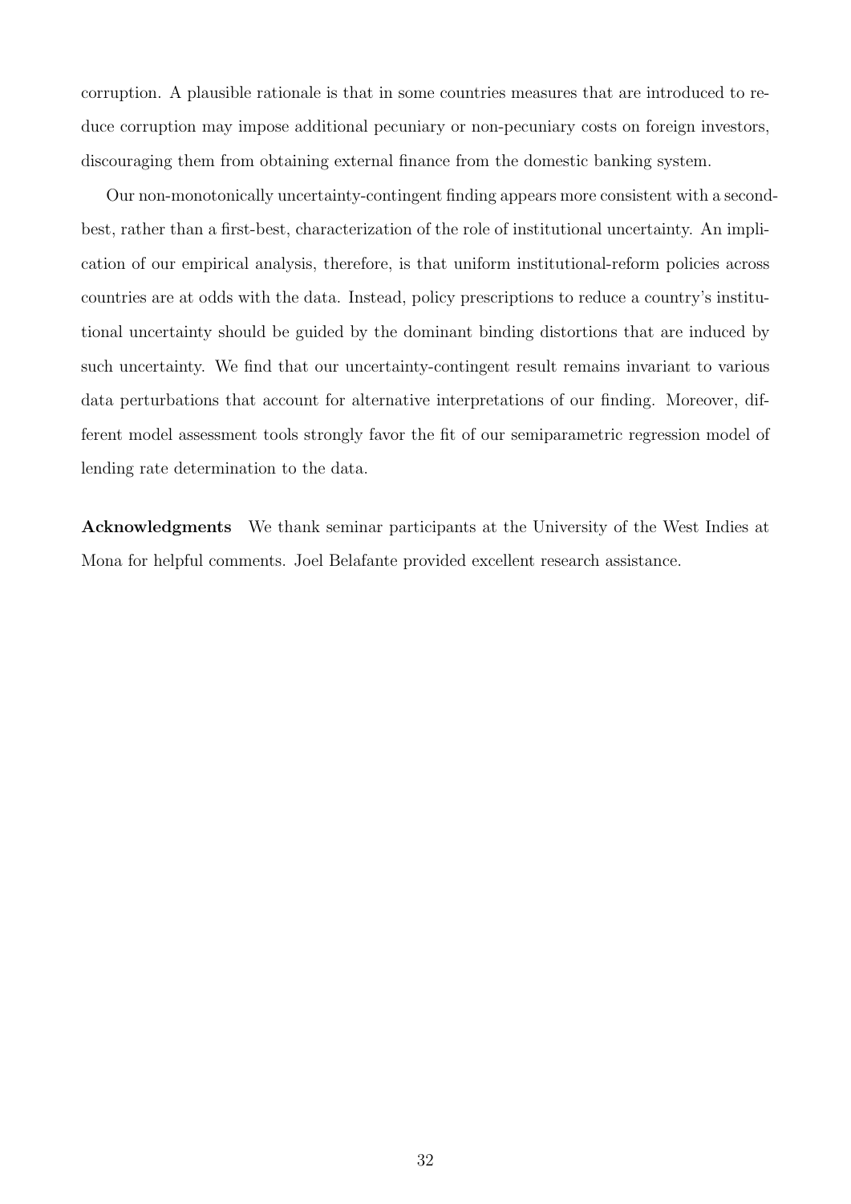corruption. A plausible rationale is that in some countries measures that are introduced to reduce corruption may impose additional pecuniary or non-pecuniary costs on foreign investors, discouraging them from obtaining external finance from the domestic banking system.

Our non-monotonically uncertainty-contingent finding appears more consistent with a second-best, rather than a first-best, characterization of the role of institutional uncertainty. An implication of our empirical analysis, therefore, is that uniform institutional-reform policies across countries are at odds with the data. Instead, policy prescriptions to reduce a country's institutional uncertainty should be guided by the dominant binding distortions that are induced by such uncertainty. We find that our uncertainty-contingent result remains invariant to various data perturbations that account for alternative interpretations of our finding. Moreover, different model assessment tools strongly favor the fit of our semiparametric regression model of lending rate determination to the data.

**Acknowledgments** We thank seminar participants at the University of the West Indies at Mona for helpful comments. Joel Belafante provided excellent research assistance.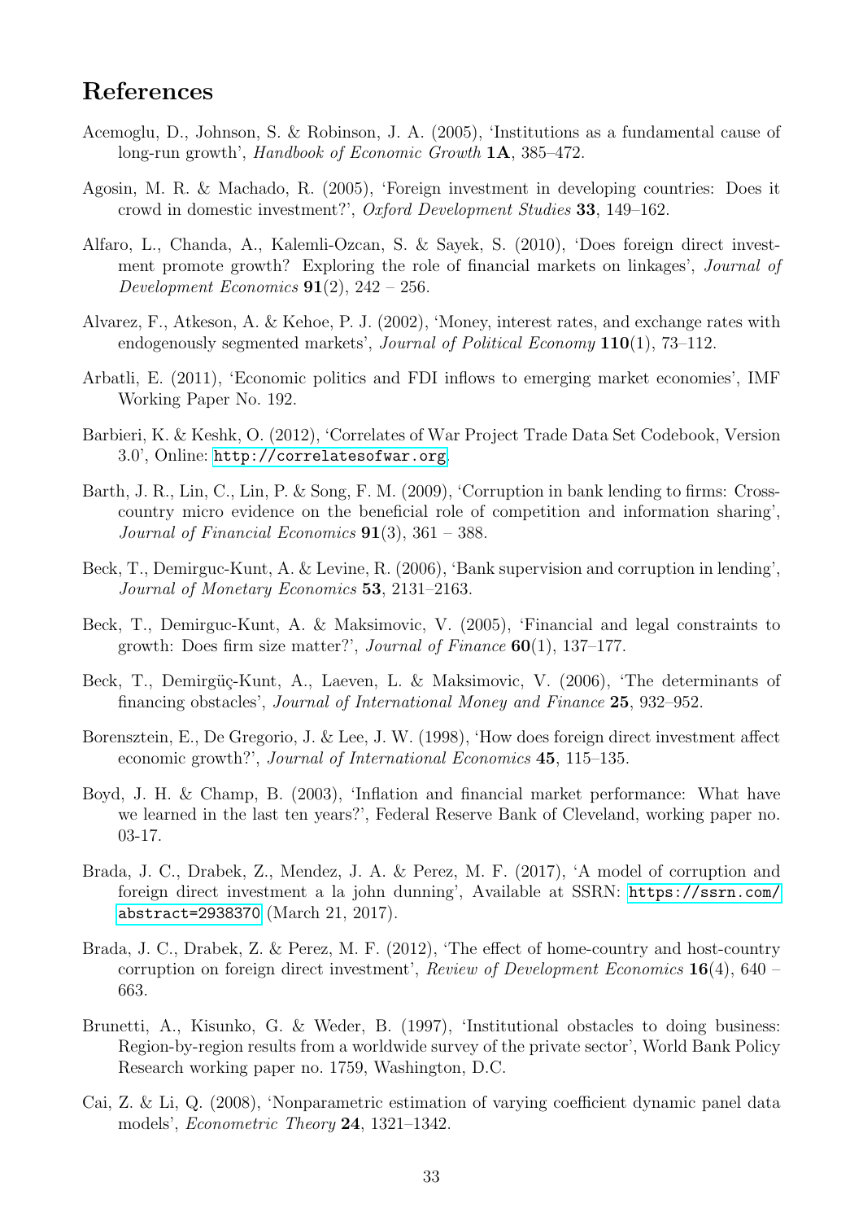# References

Acemoglu, D., Johnson, S. & Robinson, J. A. (2005), 'Institutions as a fundamental cause of long-run growth', *Handbook of Economic Growth* **1A**, 385–472.

Agosin, M. R. & Machado, R. (2005), 'Foreign investment in developing countries: Does it crowd in domestic investment?', *Oxford Development Studies* **33**, 149–162.

Alfaro, L., Chanda, A., Kalemli-Ozcan, S. & Sayek, S. (2010), 'Does foreign direct investment promote growth? Exploring the role of financial markets on linkages', *Journal of Development Economics* **91**(2), 242 – 256.

Alvarez, F., Atkeson, A. & Kehoe, P. J. (2002), 'Money, interest rates, and exchange rates with endogenously segmented markets', *Journal of Political Economy* **110**(1), 73–112.

Arbatli, E. (2011), 'Economic politics and FDI inflows to emerging market economies', IMF Working Paper No. 192.

Barbieri, K. & Keshk, O. (2012), 'Correlates of War Project Trade Data Set Codebook, Version 3.0', Online: http://correlatesofwar.org.

Barth, J. R., Lin, C., Lin, P. & Song, F. M. (2009), 'Corruption in bank lending to firms: Cross-country micro evidence on the beneficial role of competition and information sharing', *Journal of Financial Economics* **91**(3), 361 – 388.

Beck, T., Demirguc-Kunt, A. & Levine, R. (2006), 'Bank supervision and corruption in lending', *Journal of Monetary Economics* **53**, 2131–2163.

Beck, T., Demirguc-Kunt, A. & Maksimovic, V. (2005), 'Financial and legal constraints to growth: Does firm size matter?', *Journal of Finance* **60**(1), 137–177.

Beck, T., Demirgüç-Kunt, A., Laeven, L. & Maksimovic, V. (2006), 'The determinants of financing obstacles', *Journal of International Money and Finance* **25**, 932–952.

Borensztein, E., De Gregorio, J. & Lee, J. W. (1998), 'How does foreign direct investment affect economic growth?', *Journal of International Economics* **45**, 115–135.

Boyd, J. H. & Champ, B. (2003), 'Inflation and financial market performance: What have we learned in the last ten years?', Federal Reserve Bank of Cleveland, working paper no. 03-17.

Brada, J. C., Drabek, Z., Mendez, J. A. & Perez, M. F. (2017), 'A model of corruption and foreign direct investment a la john dunning', Available at SSRN: https://ssrn.com/abstract=2938370 (March 21, 2017).

Brada, J. C., Drabek, Z. & Perez, M. F. (2012), 'The effect of home-country and host-country corruption on foreign direct investment', *Review of Development Economics* **16**(4), 640 – 663.

Brunetti, A., Kisunko, G. & Weder, B. (1997), 'Institutional obstacles to doing business: Region-by-region results from a worldwide survey of the private sector', World Bank Policy Research working paper no. 1759, Washington, D.C.

Cai, Z. & Li, Q. (2008), 'Nonparametric estimation of varying coefficient dynamic panel data models', *Econometric Theory* **24**, 1321–1342.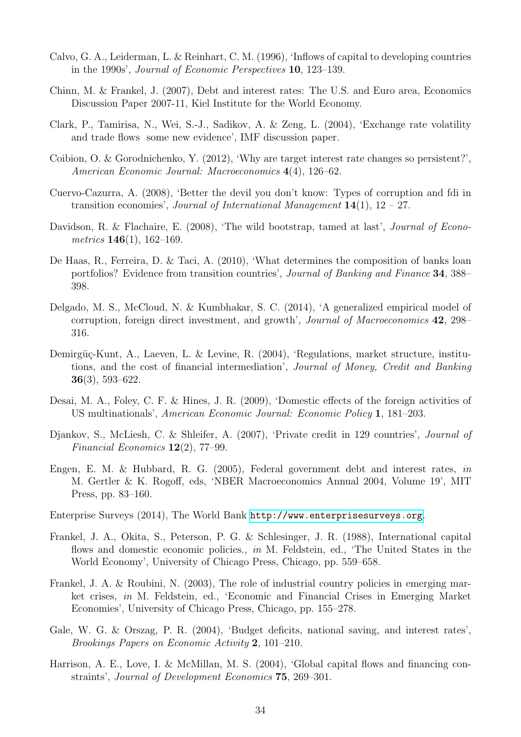Calvo, G. A., Leiderman, L. & Reinhart, C. M. (1996), 'Inflows of capital to developing countries in the 1990s', *Journal of Economic Perspectives* **10**, 123–139.

Chinn, M. & Frankel, J. (2007), Debt and interest rates: The U.S. and Euro area, Economics Discussion Paper 2007-11, Kiel Institute for the World Economy.

Clark, P., Tamirisa, N., Wei, S.-J., Sadikov, A. & Zeng, L. (2004), 'Exchange rate volatility and trade flows some new evidence', IMF discussion paper.

Coibion, O. & Gorodnichenko, Y. (2012), 'Why are target interest rate changes so persistent?', *American Economic Journal: Macroeconomics* **4**(4), 126–62.

Cuervo-Cazurra, A. (2008), 'Better the devil you don't know: Types of corruption and fdi in transition economies', *Journal of International Management* **14**(1), 12 – 27.

Davidson, R. & Flachaire, E. (2008), 'The wild bootstrap, tamed at last', *Journal of Econometrics* **146**(1), 162–169.

De Haas, R., Ferreira, D. & Taci, A. (2010), 'What determines the composition of banks loan portfolios? Evidence from transition countries', *Journal of Banking and Finance* **34**, 388–398.

Delgado, M. S., McCloud, N. & Kumbhakar, S. C. (2014), 'A generalized empirical model of corruption, foreign direct investment, and growth', *Journal of Macroeconomics* **42**, 298–316.

Demirgüç-Kunt, A., Laeven, L. & Levine, R. (2004), 'Regulations, market structure, institutions, and the cost of financial intermediation', *Journal of Money, Credit and Banking* **36**(3), 593–622.

Desai, M. A., Foley, C. F. & Hines, J. R. (2009), 'Domestic effects of the foreign activities of US multinationals', *American Economic Journal: Economic Policy* **1**, 181–203.

Djankov, S., McLiesh, C. & Shleifer, A. (2007), 'Private credit in 129 countries', *Journal of Financial Economics* **12**(2), 77–99.

Engen, E. M. & Hubbard, R. G. (2005), Federal government debt and interest rates, *in* M. Gertler & K. Rogoff, eds, 'NBER Macroeconomics Annual 2004, Volume 19', MIT Press, pp. 83–160.

Enterprise Surveys (2014), The World Bank http://www.enterprisesurveys.org.

Frankel, J. A., Okita, S., Peterson, P. G. & Schlesinger, J. R. (1988), International capital flows and domestic economic policies., *in* M. Feldstein, ed., 'The United States in the World Economy', University of Chicago Press, Chicago, pp. 559–658.

Frankel, J. A. & Roubini, N. (2003), The role of industrial country policies in emerging market crises, *in* M. Feldstein, ed., 'Economic and Financial Crises in Emerging Market Economies', University of Chicago Press, Chicago, pp. 155–278.

Gale, W. G. & Orszag, P. R. (2004), 'Budget deficits, national saving, and interest rates', *Brookings Papers on Economic Activity* **2**, 101–210.

Harrison, A. E., Love, I. & McMillan, M. S. (2004), 'Global capital flows and financing constraints', *Journal of Development Economics* **75**, 269–301.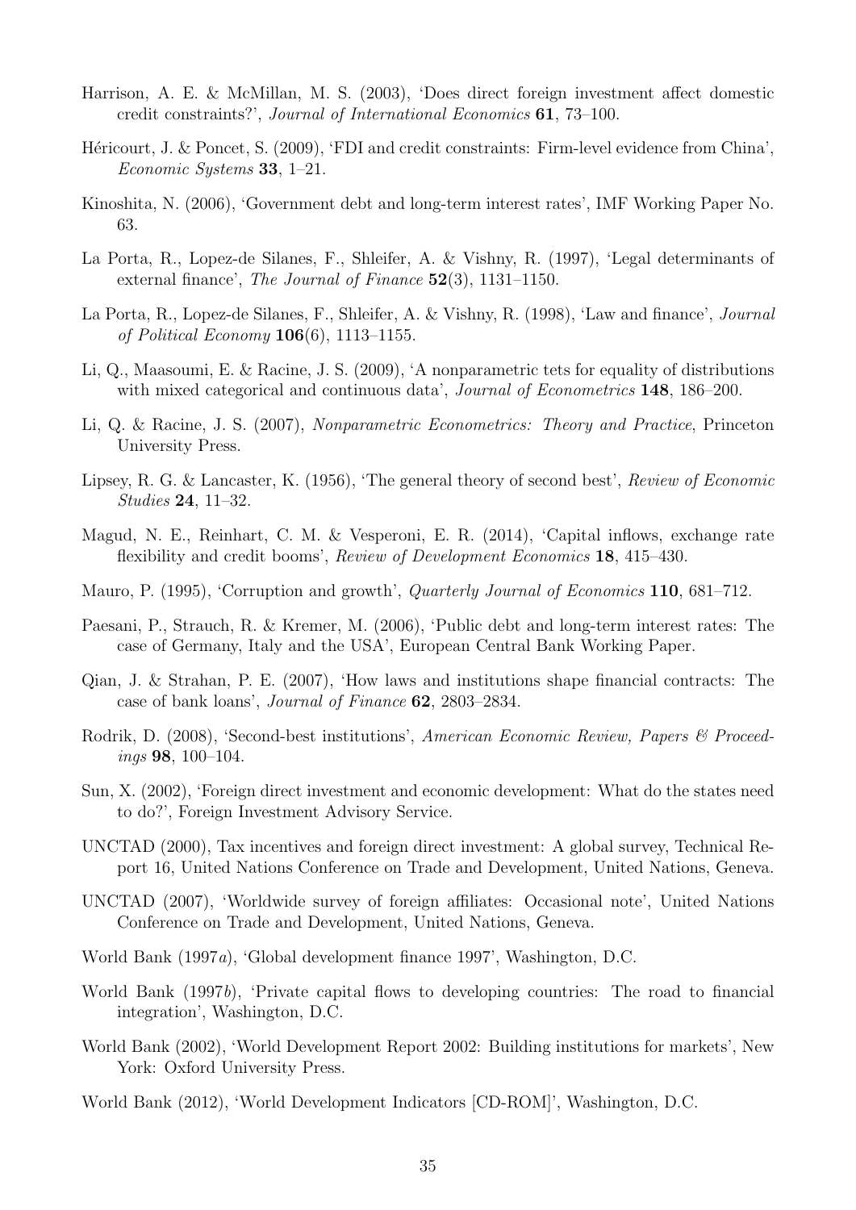Harrison, A. E. & McMillan, M. S. (2003), 'Does direct foreign investment affect domestic credit constraints?', *Journal of International Economics* **61**, 73–100.

Héricourt, J. & Poncet, S. (2009), 'FDI and credit constraints: Firm-level evidence from China', *Economic Systems* **33**, 1–21.

Kinoshita, N. (2006), 'Government debt and long-term interest rates', IMF Working Paper No. 63.

La Porta, R., Lopez-de Silanes, F., Shleifer, A. & Vishny, R. (1997), 'Legal determinants of external finance', *The Journal of Finance* **52**(3), 1131–1150.

La Porta, R., Lopez-de Silanes, F., Shleifer, A. & Vishny, R. (1998), 'Law and finance', *Journal of Political Economy* **106**(6), 1113–1155.

Li, Q., Maasoumi, E. & Racine, J. S. (2009), 'A nonparametric tets for equality of distributions with mixed categorical and continuous data', *Journal of Econometrics* **148**, 186–200.

Li, Q. & Racine, J. S. (2007), *Nonparametric Econometrics: Theory and Practice*, Princeton University Press.

Lipsey, R. G. & Lancaster, K. (1956), 'The general theory of second best', *Review of Economic Studies* **24**, 11–32.

Magud, N. E., Reinhart, C. M. & Vesperoni, E. R. (2014), 'Capital inflows, exchange rate flexibility and credit booms', *Review of Development Economics* **18**, 415–430.

Mauro, P. (1995), 'Corruption and growth', *Quarterly Journal of Economics* **110**, 681–712.

Paesani, P., Strauch, R. & Kremer, M. (2006), 'Public debt and long-term interest rates: The case of Germany, Italy and the USA', European Central Bank Working Paper.

Qian, J. & Strahan, P. E. (2007), 'How laws and institutions shape financial contracts: The case of bank loans', *Journal of Finance* **62**, 2803–2834.

Rodrik, D. (2008), 'Second-best institutions', *American Economic Review, Papers & Proceedings* **98**, 100–104.

Sun, X. (2002), 'Foreign direct investment and economic development: What do the states need to do?', Foreign Investment Advisory Service.

UNCTAD (2000), Tax incentives and foreign direct investment: A global survey, Technical Report 16, United Nations Conference on Trade and Development, United Nations, Geneva.

UNCTAD (2007), 'Worldwide survey of foreign affiliates: Occasional note', United Nations Conference on Trade and Development, United Nations, Geneva.

World Bank (1997*a*), 'Global development finance 1997', Washington, D.C.

World Bank (1997*b*), 'Private capital flows to developing countries: The road to financial integration', Washington, D.C.

World Bank (2002), 'World Development Report 2002: Building institutions for markets', New York: Oxford University Press.

World Bank (2012), 'World Development Indicators [CD-ROM]', Washington, D.C.